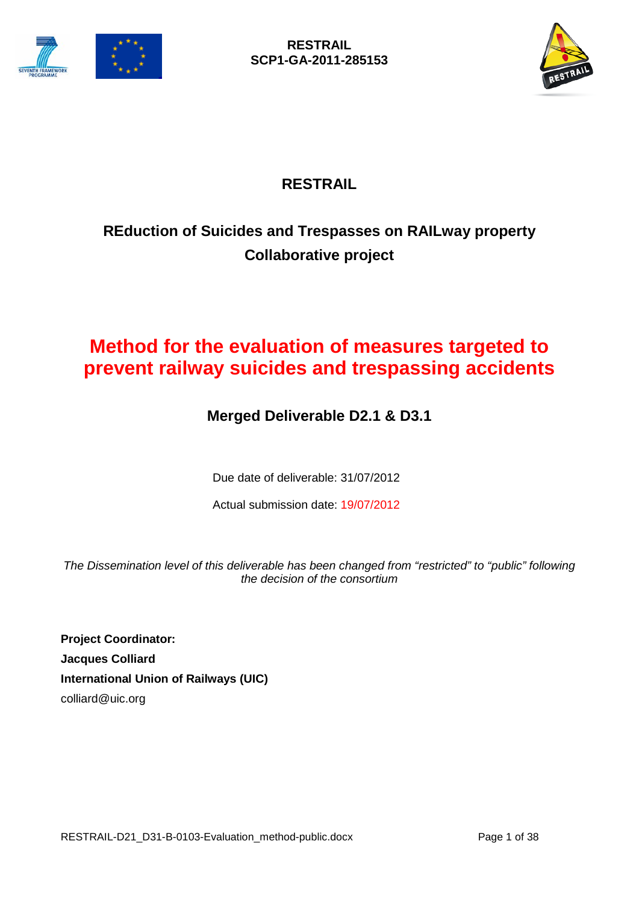**RESTRAIL**
**SCP1-GA-2011-285153**

# RESTRAIL

## REduction of Suicides and Trespasses on RAILway property Collaborative project

# Method for the evaluation of measures targeted to prevent railway suicides and trespassing accidents

## Merged Deliverable D2.1 & D3.1

Due date of deliverable: 31/07/2012

Actual submission date: 19/07/2012

*The Dissemination level of this deliverable has been changed from "restricted" to "public" following the decision of the consortium*

**Project Coordinator:**
**Jacques Colliard**
**International Union of Railways (UIC)**
colliard@uic.org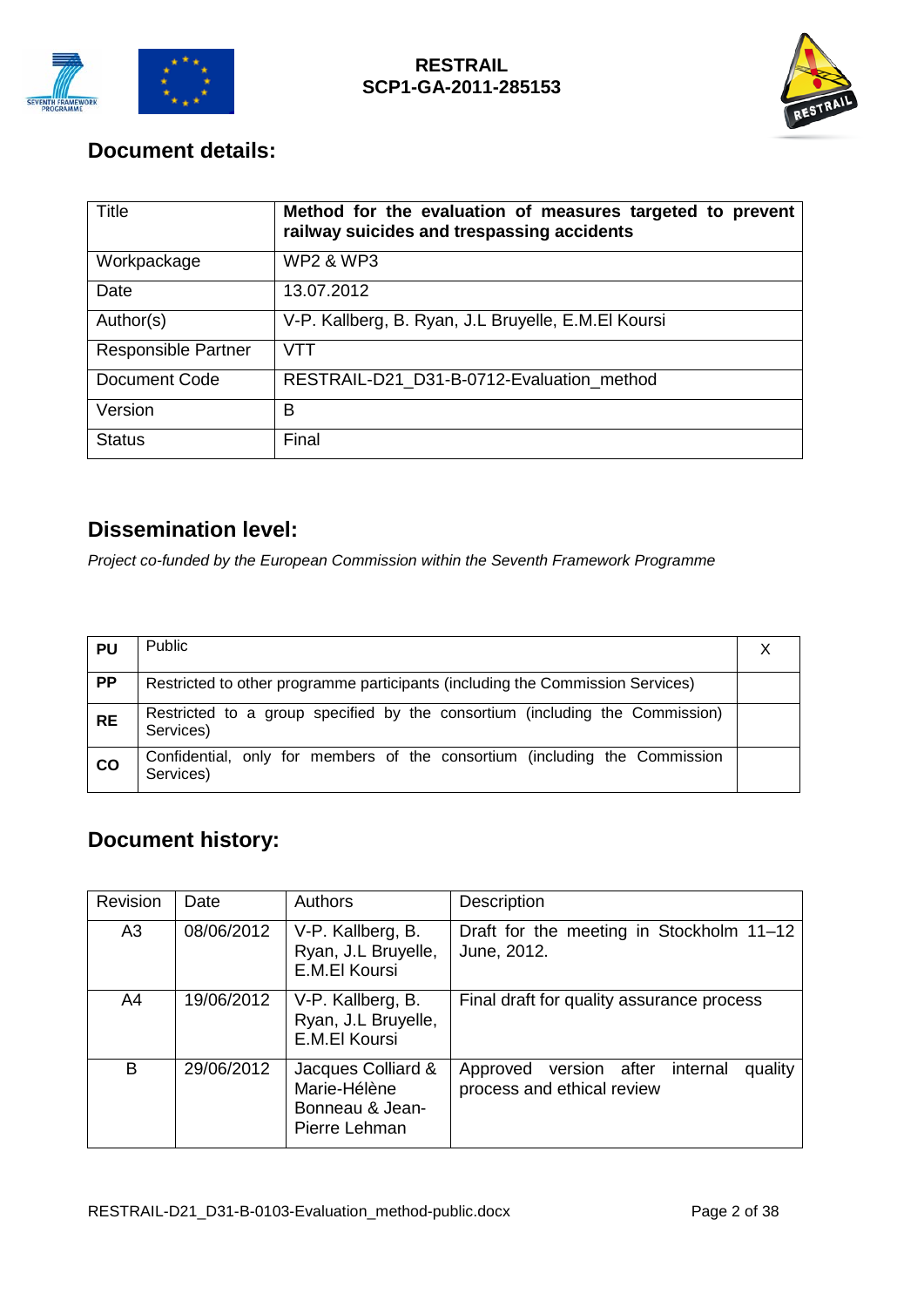## Document details:

| Title | **Method for the evaluation of measures targeted to prevent railway suicides and trespassing accidents** |
|---|---|
| Workpackage | WP2 & WP3 |
| Date | 13.07.2012 |
| Author(s) | V-P. Kallberg, B. Ryan, J.L Bruyelle, E.M.El Koursi |
| Responsible Partner | VTT |
| Document Code | RESTRAIL-D21_D31-B-0712-Evaluation_method |
| Version | B |
| Status | Final |

## Dissemination level:

*Project co-funded by the European Commission within the Seventh Framework Programme*

| | | |
|---|---|---|
| **PU** | Public | X |
| **PP** | Restricted to other programme participants (including the Commission Services) | |
| **RE** | Restricted to a group specified by the consortium (including the Commission) Services) | |
| **CO** | Confidential, only for members of the consortium (including the Commission Services) | |

## Document history:

| Revision | Date | Authors | Description |
|---|---|---|---|
| A3 | 08/06/2012 | V-P. Kallberg, B. Ryan, J.L Bruyelle, E.M.El Koursi | Draft for the meeting in Stockholm 11–12 June, 2012. |
| A4 | 19/06/2012 | V-P. Kallberg, B. Ryan, J.L Bruyelle, E.M.El Koursi | Final draft for quality assurance process |
| B | 29/06/2012 | Jacques Colliard & Marie-Hélène Bonneau & Jean-Pierre Lehman | Approved version after internal quality process and ethical review |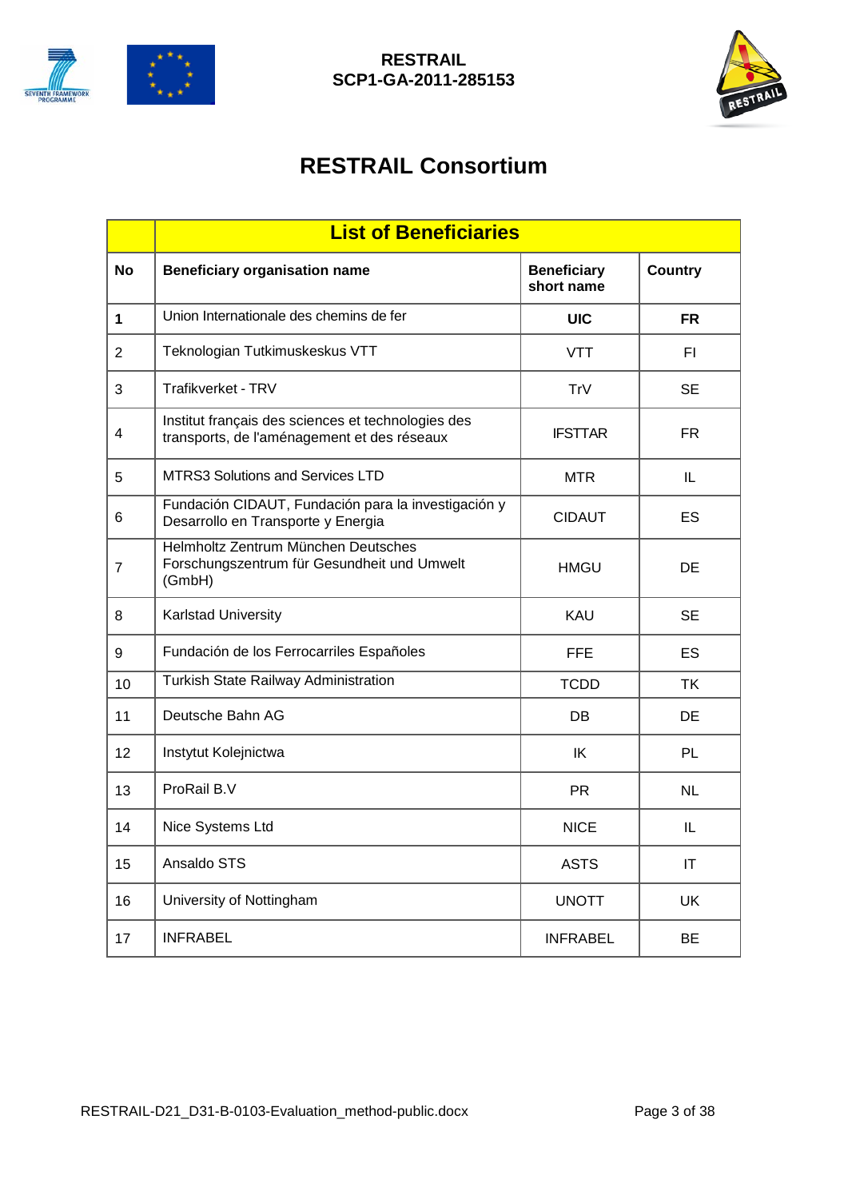# RESTRAIL Consortium

| List of Beneficiaries | | | |
|---|---|---|---|
| **No** | **Beneficiary organisation name** | **Beneficiary short name** | **Country** |
| **1** | Union Internationale des chemins de fer | **UIC** | **FR** |
| 2 | Teknologian Tutkimuskeskus VTT | VTT | FI |
| 3 | Trafikverket - TRV | TrV | SE |
| 4 | Institut français des sciences et technologies des transports, de l'aménagement et des réseaux | IFSTTAR | FR |
| 5 | MTRS3 Solutions and Services LTD | MTR | IL |
| 6 | Fundación CIDAUT, Fundación para la investigación y Desarrollo en Transporte y Energia | CIDAUT | ES |
| 7 | Helmholtz Zentrum München Deutsches Forschungszentrum für Gesundheit und Umwelt (GmbH) | HMGU | DE |
| 8 | Karlstad University | KAU | SE |
| 9 | Fundación de los Ferrocarriles Españoles | FFE | ES |
| 10 | Turkish State Railway Administration | TCDD | TK |
| 11 | Deutsche Bahn AG | DB | DE |
| 12 | Instytut Kolejnictwa | IK | PL |
| 13 | ProRail B.V | PR | NL |
| 14 | Nice Systems Ltd | NICE | IL |
| 15 | Ansaldo STS | ASTS | IT |
| 16 | University of Nottingham | UNOTT | UK |
| 17 | INFRABEL | INFRABEL | BE |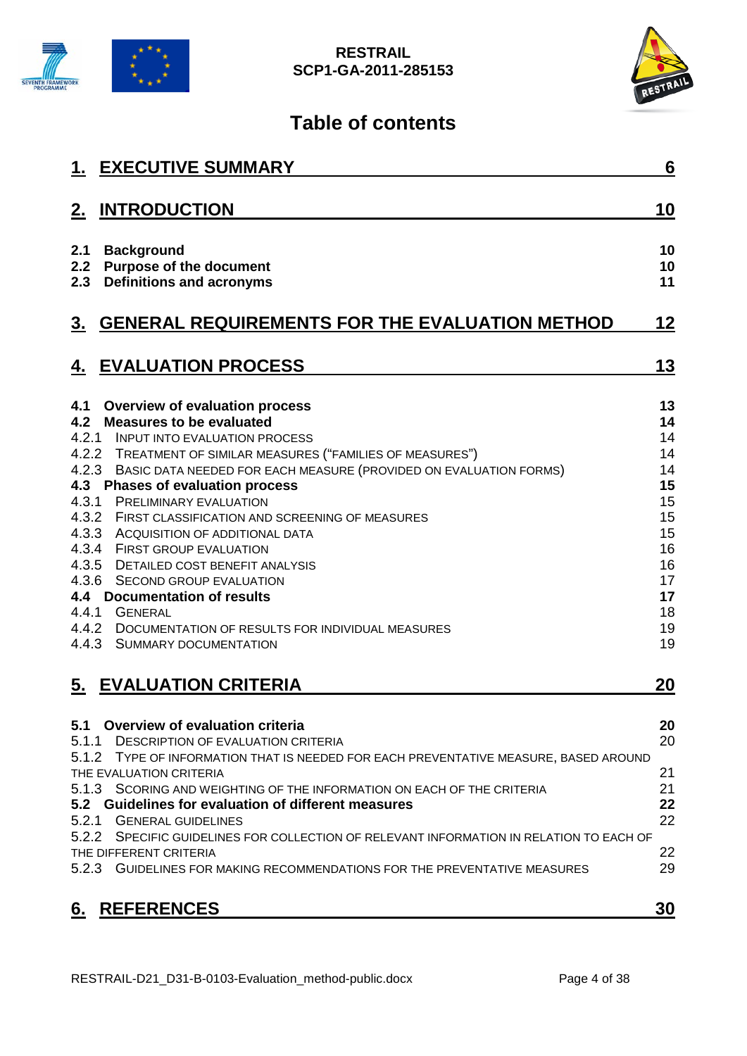# Table of contents

| | |
|---|---|
| **1. EXECUTIVE SUMMARY** | **6** |
| **2. INTRODUCTION** | **10** |
| **2.1 Background** | **10** |
| **2.2 Purpose of the document** | **10** |
| **2.3 Definitions and acronyms** | **11** |
| **3. GENERAL REQUIREMENTS FOR THE EVALUATION METHOD** | **12** |
| **4. EVALUATION PROCESS** | **13** |
| **4.1 Overview of evaluation process** | **13** |
| **4.2 Measures to be evaluated** | **14** |
| 4.2.1 INPUT INTO EVALUATION PROCESS | 14 |
| 4.2.2 TREATMENT OF SIMILAR MEASURES ("FAMILIES OF MEASURES") | 14 |
| 4.2.3 BASIC DATA NEEDED FOR EACH MEASURE (PROVIDED ON EVALUATION FORMS) | 14 |
| **4.3 Phases of evaluation process** | **15** |
| 4.3.1 PRELIMINARY EVALUATION | 15 |
| 4.3.2 FIRST CLASSIFICATION AND SCREENING OF MEASURES | 15 |
| 4.3.3 ACQUISITION OF ADDITIONAL DATA | 15 |
| 4.3.4 FIRST GROUP EVALUATION | 16 |
| 4.3.5 DETAILED COST BENEFIT ANALYSIS | 16 |
| 4.3.6 SECOND GROUP EVALUATION | 17 |
| **4.4 Documentation of results** | **17** |
| 4.4.1 GENERAL | 18 |
| 4.4.2 DOCUMENTATION OF RESULTS FOR INDIVIDUAL MEASURES | 19 |
| 4.4.3 SUMMARY DOCUMENTATION | 19 |
| **5. EVALUATION CRITERIA** | **20** |
| **5.1 Overview of evaluation criteria** | **20** |
| 5.1.1 DESCRIPTION OF EVALUATION CRITERIA | 20 |
| 5.1.2 TYPE OF INFORMATION THAT IS NEEDED FOR EACH PREVENTATIVE MEASURE, BASED AROUND THE EVALUATION CRITERIA | 21 |
| 5.1.3 SCORING AND WEIGHTING OF THE INFORMATION ON EACH OF THE CRITERIA | 21 |
| **5.2 Guidelines for evaluation of different measures** | **22** |
| 5.2.1 GENERAL GUIDELINES | 22 |
| 5.2.2 SPECIFIC GUIDELINES FOR COLLECTION OF RELEVANT INFORMATION IN RELATION TO EACH OF THE DIFFERENT CRITERIA | 22 |
| 5.2.3 GUIDELINES FOR MAKING RECOMMENDATIONS FOR THE PREVENTATIVE MEASURES | 29 |
| **6. REFERENCES** | **30** |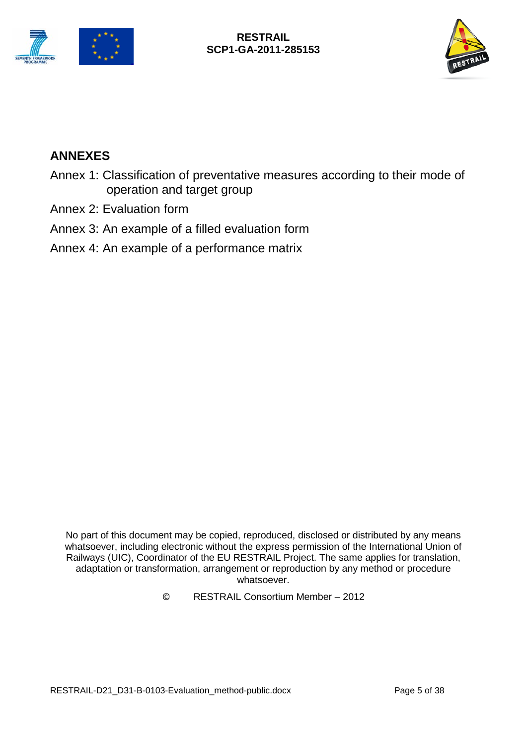## ANNEXES

Annex 1: Classification of preventative measures according to their mode of operation and target group

Annex 2: Evaluation form

Annex 3: An example of a filled evaluation form

Annex 4: An example of a performance matrix

No part of this document may be copied, reproduced, disclosed or distributed by any means whatsoever, including electronic without the express permission of the International Union of Railways (UIC), Coordinator of the EU RESTRAIL Project. The same applies for translation, adaptation or transformation, arrangement or reproduction by any method or procedure whatsoever.

© RESTRAIL Consortium Member – 2012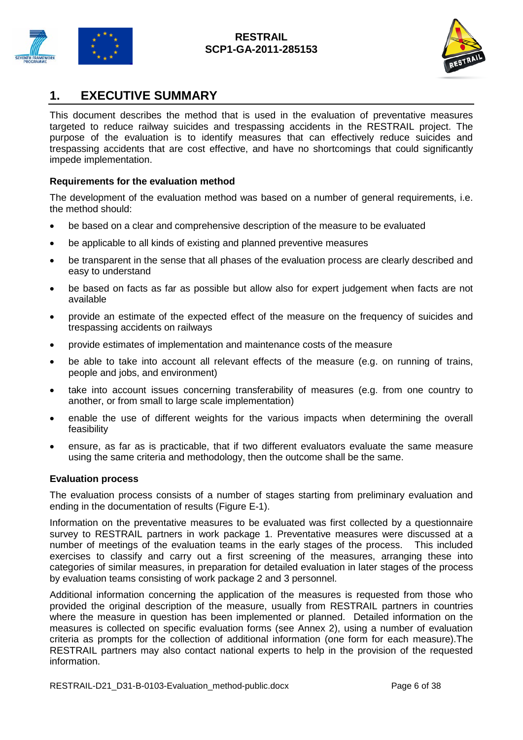# 1. EXECUTIVE SUMMARY

This document describes the method that is used in the evaluation of preventative measures targeted to reduce railway suicides and trespassing accidents in the RESTRAIL project. The purpose of the evaluation is to identify measures that can effectively reduce suicides and trespassing accidents that are cost effective, and have no shortcomings that could significantly impede implementation.

**Requirements for the evaluation method**

The development of the evaluation method was based on a number of general requirements, i.e. the method should:

- be based on a clear and comprehensive description of the measure to be evaluated
- be applicable to all kinds of existing and planned preventive measures
- be transparent in the sense that all phases of the evaluation process are clearly described and easy to understand
- be based on facts as far as possible but allow also for expert judgement when facts are not available
- provide an estimate of the expected effect of the measure on the frequency of suicides and trespassing accidents on railways
- provide estimates of implementation and maintenance costs of the measure
- be able to take into account all relevant effects of the measure (e.g. on running of trains, people and jobs, and environment)
- take into account issues concerning transferability of measures (e.g. from one country to another, or from small to large scale implementation)
- enable the use of different weights for the various impacts when determining the overall feasibility
- ensure, as far as is practicable, that if two different evaluators evaluate the same measure using the same criteria and methodology, then the outcome shall be the same.

**Evaluation process**

The evaluation process consists of a number of stages starting from preliminary evaluation and ending in the documentation of results (Figure E-1).

Information on the preventative measures to be evaluated was first collected by a questionnaire survey to RESTRAIL partners in work package 1. Preventative measures were discussed at a number of meetings of the evaluation teams in the early stages of the process. This included exercises to classify and carry out a first screening of the measures, arranging these into categories of similar measures, in preparation for detailed evaluation in later stages of the process by evaluation teams consisting of work package 2 and 3 personnel.

Additional information concerning the application of the measures is requested from those who provided the original description of the measure, usually from RESTRAIL partners in countries where the measure in question has been implemented or planned. Detailed information on the measures is collected on specific evaluation forms (see Annex 2), using a number of evaluation criteria as prompts for the collection of additional information (one form for each measure).The RESTRAIL partners may also contact national experts to help in the provision of the requested information.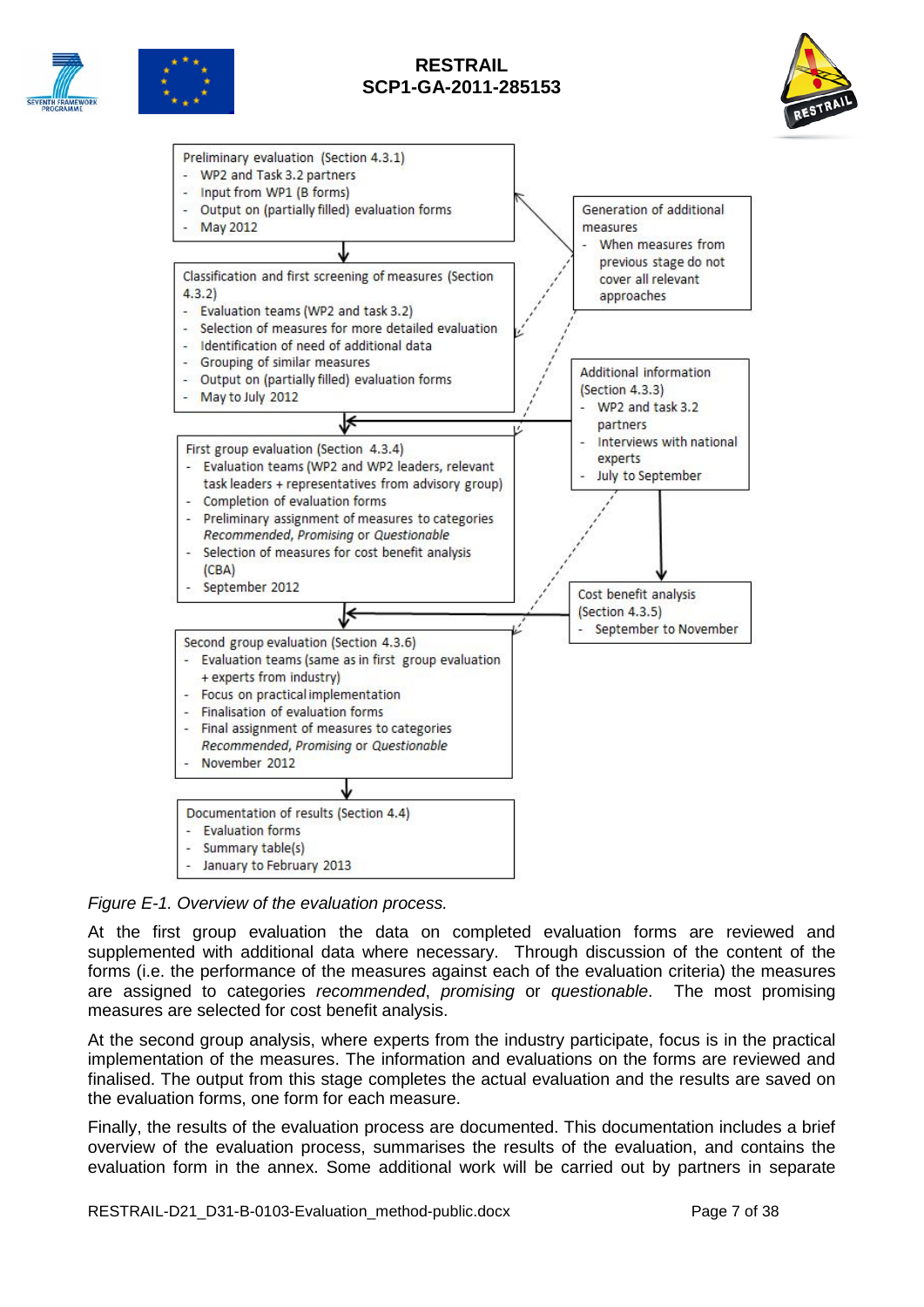Preliminary evaluation (Section 4.3.1)
- WP2 and Task 3.2 partners
- Input from WP1 (B forms)
- Output on (partially filled) evaluation forms
- May 2012

Generation of additional measures
- When measures from previous stage do not cover all relevant approaches

Classification and first screening of measures (Section 4.3.2)
- Evaluation teams (WP2 and task 3.2)
- Selection of measures for more detailed evaluation
- Identification of need of additional data
- Grouping of similar measures
- Output on (partially filled) evaluation forms
- May to July 2012

Additional information (Section 4.3.3)
- WP2 and task 3.2 partners
- Interviews with national experts
- July to September

First group evaluation (Section 4.3.4)
- Evaluation teams (WP2 and WP2 leaders, relevant task leaders + representatives from advisory group)
- Completion of evaluation forms
- Preliminary assignment of measures to categories *Recommended*, *Promising* or *Questionable*
- Selection of measures for cost benefit analysis (CBA)
- September 2012

Cost benefit analysis (Section 4.3.5)
- September to November

Second group evaluation (Section 4.3.6)
- Evaluation teams (same as in first group evaluation + experts from industry)
- Focus on practical implementation
- Finalisation of evaluation forms
- Final assignment of measures to categories *Recommended*, *Promising* or *Questionable*
- November 2012

Documentation of results (Section 4.4)
- Evaluation forms
- Summary table(s)
- January to February 2013

*Figure E-1. Overview of the evaluation process.*

At the first group evaluation the data on completed evaluation forms are reviewed and supplemented with additional data where necessary. Through discussion of the content of the forms (i.e. the performance of the measures against each of the evaluation criteria) the measures are assigned to categories *recommended*, *promising* or *questionable*. The most promising measures are selected for cost benefit analysis.

At the second group analysis, where experts from the industry participate, focus is in the practical implementation of the measures. The information and evaluations on the forms are reviewed and finalised. The output from this stage completes the actual evaluation and the results are saved on the evaluation forms, one form for each measure.

Finally, the results of the evaluation process are documented. This documentation includes a brief overview of the evaluation process, summarises the results of the evaluation, and contains the evaluation form in the annex. Some additional work will be carried out by partners in separate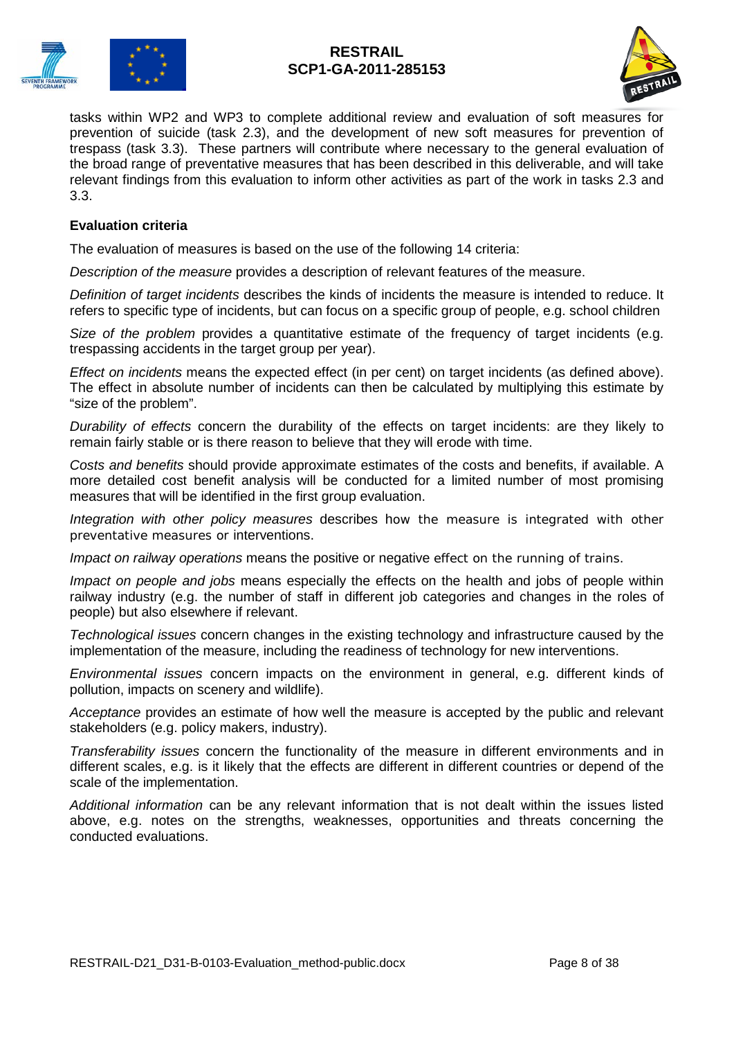tasks within WP2 and WP3 to complete additional review and evaluation of soft measures for prevention of suicide (task 2.3), and the development of new soft measures for prevention of trespass (task 3.3). These partners will contribute where necessary to the general evaluation of the broad range of preventative measures that has been described in this deliverable, and will take relevant findings from this evaluation to inform other activities as part of the work in tasks 2.3 and 3.3.

**Evaluation criteria**

The evaluation of measures is based on the use of the following 14 criteria:

*Description of the measure* provides a description of relevant features of the measure.

*Definition of target incidents* describes the kinds of incidents the measure is intended to reduce. It refers to specific type of incidents, but can focus on a specific group of people, e.g. school children

*Size of the problem* provides a quantitative estimate of the frequency of target incidents (e.g. trespassing accidents in the target group per year).

*Effect on incidents* means the expected effect (in per cent) on target incidents (as defined above). The effect in absolute number of incidents can then be calculated by multiplying this estimate by "size of the problem".

*Durability of effects* concern the durability of the effects on target incidents: are they likely to remain fairly stable or is there reason to believe that they will erode with time.

*Costs and benefits* should provide approximate estimates of the costs and benefits, if available. A more detailed cost benefit analysis will be conducted for a limited number of most promising measures that will be identified in the first group evaluation.

*Integration with other policy measures* describes how the measure is integrated with other preventative measures or interventions.

*Impact on railway operations* means the positive or negative effect on the running of trains.

*Impact on people and jobs* means especially the effects on the health and jobs of people within railway industry (e.g. the number of staff in different job categories and changes in the roles of people) but also elsewhere if relevant.

*Technological issues* concern changes in the existing technology and infrastructure caused by the implementation of the measure, including the readiness of technology for new interventions.

*Environmental issues* concern impacts on the environment in general, e.g. different kinds of pollution, impacts on scenery and wildlife).

*Acceptance* provides an estimate of how well the measure is accepted by the public and relevant stakeholders (e.g. policy makers, industry).

*Transferability issues* concern the functionality of the measure in different environments and in different scales, e.g. is it likely that the effects are different in different countries or depend of the scale of the implementation.

*Additional information* can be any relevant information that is not dealt within the issues listed above, e.g. notes on the strengths, weaknesses, opportunities and threats concerning the conducted evaluations.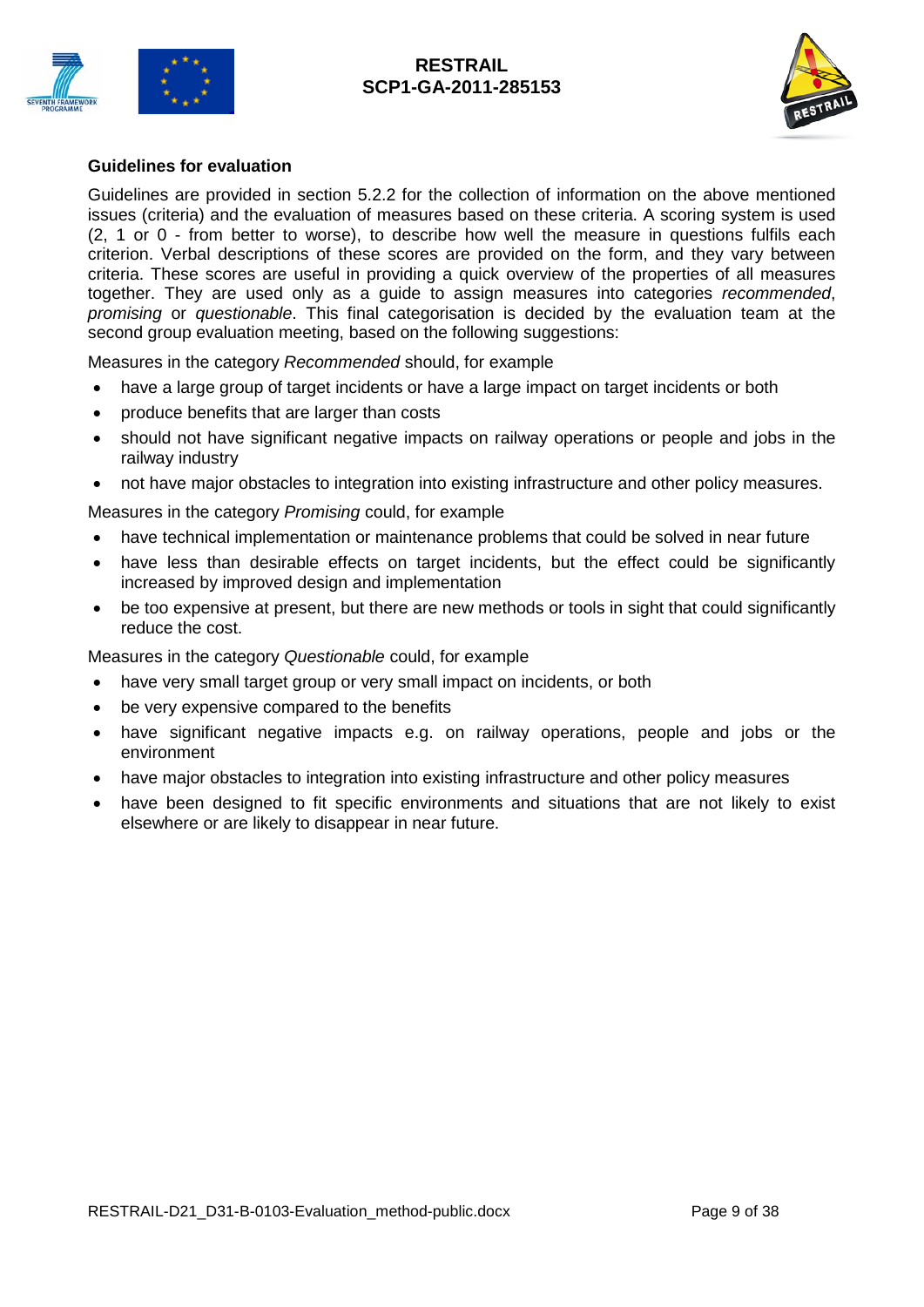**Guidelines for evaluation**

Guidelines are provided in section 5.2.2 for the collection of information on the above mentioned issues (criteria) and the evaluation of measures based on these criteria. A scoring system is used (2, 1 or 0 - from better to worse), to describe how well the measure in questions fulfils each criterion. Verbal descriptions of these scores are provided on the form, and they vary between criteria. These scores are useful in providing a quick overview of the properties of all measures together. They are used only as a guide to assign measures into categories *recommended*, *promising* or *questionable*. This final categorisation is decided by the evaluation team at the second group evaluation meeting, based on the following suggestions:

Measures in the category *Recommended* should, for example

- have a large group of target incidents or have a large impact on target incidents or both
- produce benefits that are larger than costs
- should not have significant negative impacts on railway operations or people and jobs in the railway industry
- not have major obstacles to integration into existing infrastructure and other policy measures.

Measures in the category *Promising* could, for example

- have technical implementation or maintenance problems that could be solved in near future
- have less than desirable effects on target incidents, but the effect could be significantly increased by improved design and implementation
- be too expensive at present, but there are new methods or tools in sight that could significantly reduce the cost.

Measures in the category *Questionable* could, for example

- have very small target group or very small impact on incidents, or both
- be very expensive compared to the benefits
- have significant negative impacts e.g. on railway operations, people and jobs or the environment
- have major obstacles to integration into existing infrastructure and other policy measures
- have been designed to fit specific environments and situations that are not likely to exist elsewhere or are likely to disappear in near future.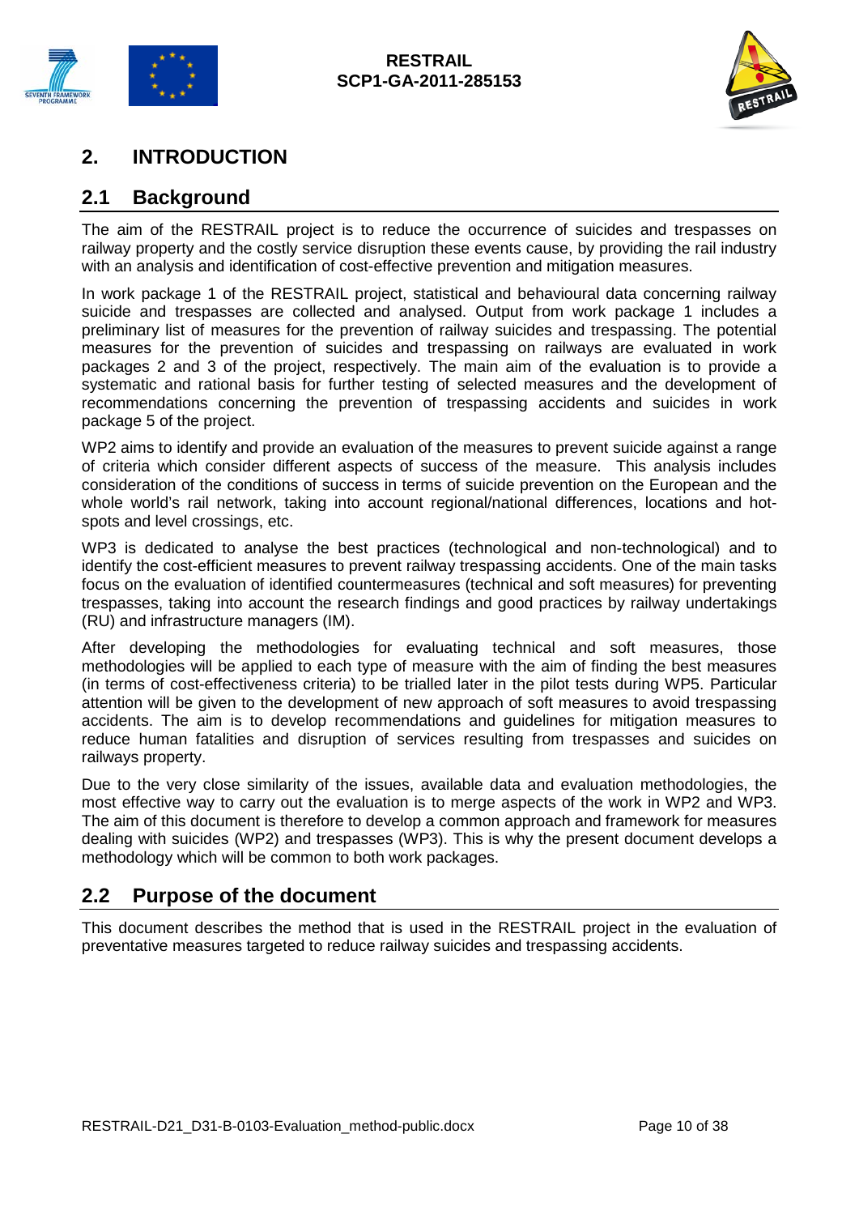# 2. INTRODUCTION

## 2.1 Background

The aim of the RESTRAIL project is to reduce the occurrence of suicides and trespasses on railway property and the costly service disruption these events cause, by providing the rail industry with an analysis and identification of cost-effective prevention and mitigation measures.

In work package 1 of the RESTRAIL project, statistical and behavioural data concerning railway suicide and trespasses are collected and analysed. Output from work package 1 includes a preliminary list of measures for the prevention of railway suicides and trespassing. The potential measures for the prevention of suicides and trespassing on railways are evaluated in work packages 2 and 3 of the project, respectively. The main aim of the evaluation is to provide a systematic and rational basis for further testing of selected measures and the development of recommendations concerning the prevention of trespassing accidents and suicides in work package 5 of the project.

WP2 aims to identify and provide an evaluation of the measures to prevent suicide against a range of criteria which consider different aspects of success of the measure. This analysis includes consideration of the conditions of success in terms of suicide prevention on the European and the whole world's rail network, taking into account regional/national differences, locations and hot-spots and level crossings, etc.

WP3 is dedicated to analyse the best practices (technological and non-technological) and to identify the cost-efficient measures to prevent railway trespassing accidents. One of the main tasks focus on the evaluation of identified countermeasures (technical and soft measures) for preventing trespasses, taking into account the research findings and good practices by railway undertakings (RU) and infrastructure managers (IM).

After developing the methodologies for evaluating technical and soft measures, those methodologies will be applied to each type of measure with the aim of finding the best measures (in terms of cost-effectiveness criteria) to be trialled later in the pilot tests during WP5. Particular attention will be given to the development of new approach of soft measures to avoid trespassing accidents. The aim is to develop recommendations and guidelines for mitigation measures to reduce human fatalities and disruption of services resulting from trespasses and suicides on railways property.

Due to the very close similarity of the issues, available data and evaluation methodologies, the most effective way to carry out the evaluation is to merge aspects of the work in WP2 and WP3. The aim of this document is therefore to develop a common approach and framework for measures dealing with suicides (WP2) and trespasses (WP3). This is why the present document develops a methodology which will be common to both work packages.

## 2.2 Purpose of the document

This document describes the method that is used in the RESTRAIL project in the evaluation of preventative measures targeted to reduce railway suicides and trespassing accidents.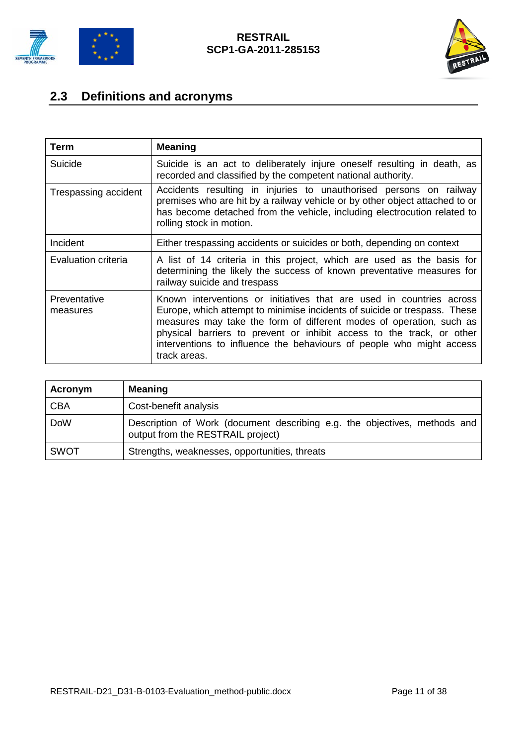## 2.3 Definitions and acronyms

| Term | Meaning |
|---|---|
| Suicide | Suicide is an act to deliberately injure oneself resulting in death, as recorded and classified by the competent national authority. |
| Trespassing accident | Accidents resulting in injuries to unauthorised persons on railway premises who are hit by a railway vehicle or by other object attached to or has become detached from the vehicle, including electrocution related to rolling stock in motion. |
| Incident | Either trespassing accidents or suicides or both, depending on context |
| Evaluation criteria | A list of 14 criteria in this project, which are used as the basis for determining the likely the success of known preventative measures for railway suicide and trespass |
| Preventative measures | Known interventions or initiatives that are used in countries across Europe, which attempt to minimise incidents of suicide or trespass. These measures may take the form of different modes of operation, such as physical barriers to prevent or inhibit access to the track, or other interventions to influence the behaviours of people who might access track areas. |

| Acronym | Meaning |
|---|---|
| CBA | Cost-benefit analysis |
| DoW | Description of Work (document describing e.g. the objectives, methods and output from the RESTRAIL project) |
| SWOT | Strengths, weaknesses, opportunities, threats |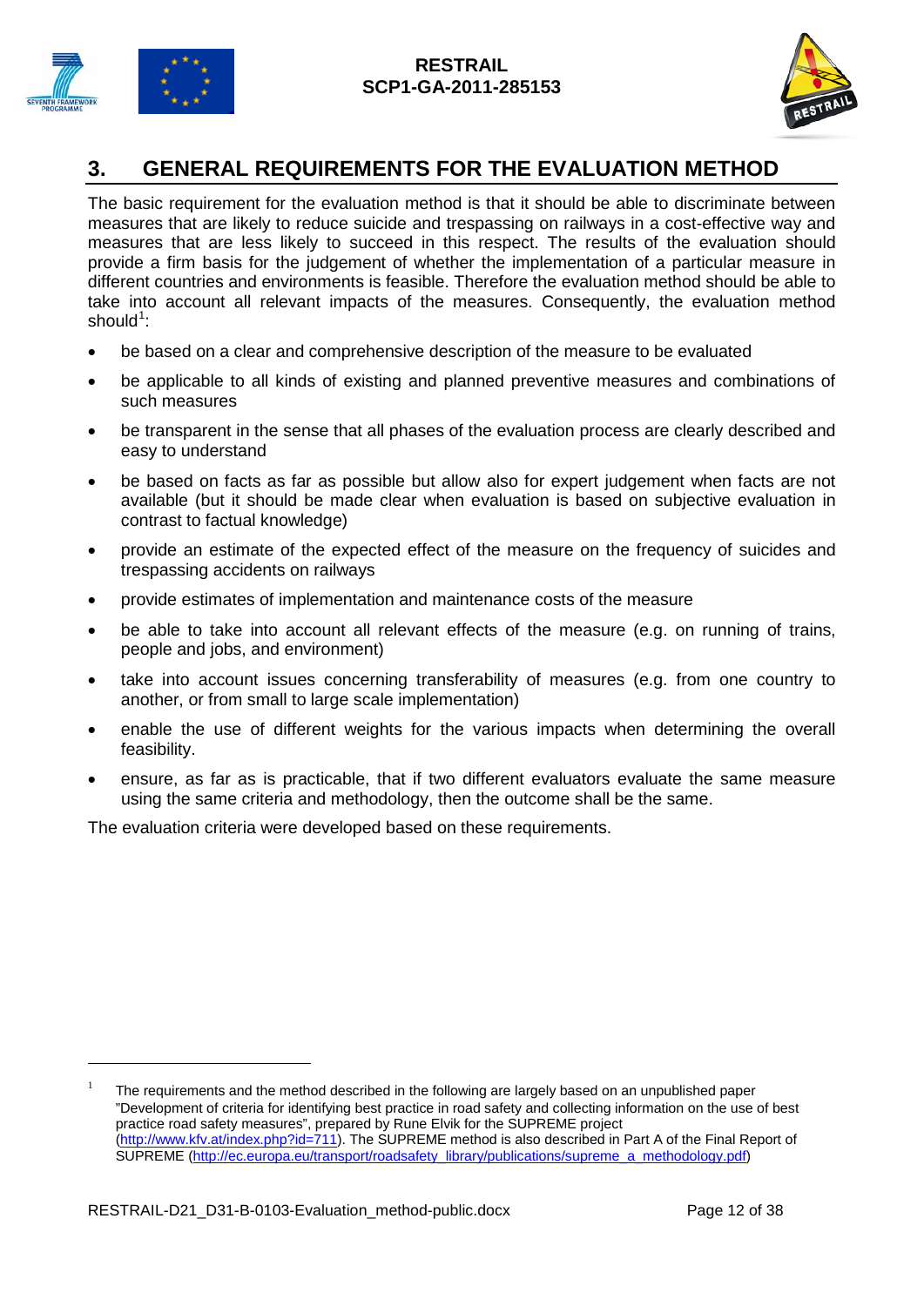## 3. GENERAL REQUIREMENTS FOR THE EVALUATION METHOD

The basic requirement for the evaluation method is that it should be able to discriminate between measures that are likely to reduce suicide and trespassing on railways in a cost-effective way and measures that are less likely to succeed in this respect. The results of the evaluation should provide a firm basis for the judgement of whether the implementation of a particular measure in different countries and environments is feasible. Therefore the evaluation method should be able to take into account all relevant impacts of the measures. Consequently, the evaluation method should[1]:

- be based on a clear and comprehensive description of the measure to be evaluated
- be applicable to all kinds of existing and planned preventive measures and combinations of such measures
- be transparent in the sense that all phases of the evaluation process are clearly described and easy to understand
- be based on facts as far as possible but allow also for expert judgement when facts are not available (but it should be made clear when evaluation is based on subjective evaluation in contrast to factual knowledge)
- provide an estimate of the expected effect of the measure on the frequency of suicides and trespassing accidents on railways
- provide estimates of implementation and maintenance costs of the measure
- be able to take into account all relevant effects of the measure (e.g. on running of trains, people and jobs, and environment)
- take into account issues concerning transferability of measures (e.g. from one country to another, or from small to large scale implementation)
- enable the use of different weights for the various impacts when determining the overall feasibility.
- ensure, as far as is practicable, that if two different evaluators evaluate the same measure using the same criteria and methodology, then the outcome shall be the same.

The evaluation criteria were developed based on these requirements.

---

[1] The requirements and the method described in the following are largely based on an unpublished paper "Development of criteria for identifying best practice in road safety and collecting information on the use of best practice road safety measures", prepared by Rune Elvik for the SUPREME project (http://www.kfv.at/index.php?id=711). The SUPREME method is also described in Part A of the Final Report of SUPREME (http://ec.europa.eu/transport/roadsafety_library/publications/supreme_a_methodology.pdf)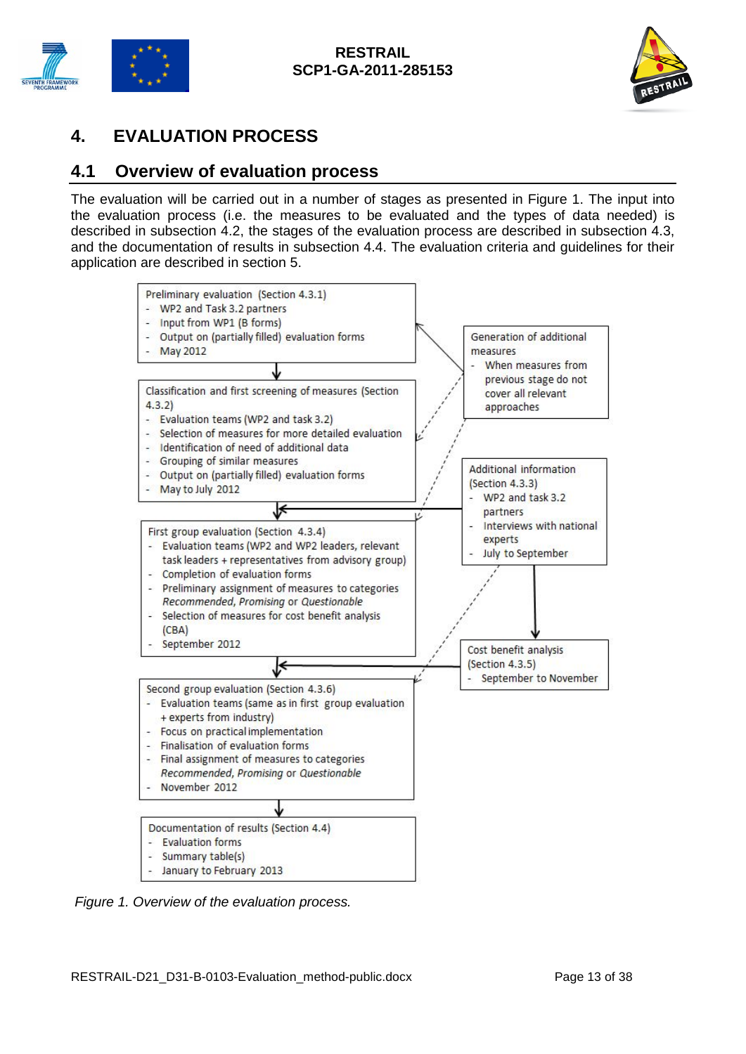# 4. EVALUATION PROCESS

## 4.1 Overview of evaluation process

The evaluation will be carried out in a number of stages as presented in Figure 1. The input into the evaluation process (i.e. the measures to be evaluated and the types of data needed) is described in subsection 4.2, the stages of the evaluation process are described in subsection 4.3, and the documentation of results in subsection 4.4. The evaluation criteria and guidelines for their application are described in section 5.

Preliminary evaluation (Section 4.3.1)
- WP2 and Task 3.2 partners
- Input from WP1 (B forms)
- Output on (partially filled) evaluation forms
- May 2012

Classification and first screening of measures (Section 4.3.2)
- Evaluation teams (WP2 and task 3.2)
- Selection of measures for more detailed evaluation
- Identification of need of additional data
- Grouping of similar measures
- Output on (partially filled) evaluation forms
- May to July 2012

First group evaluation (Section 4.3.4)
- Evaluation teams (WP2 and WP2 leaders, relevant task leaders + representatives from advisory group)
- Completion of evaluation forms
- Preliminary assignment of measures to categories *Recommended*, *Promising* or *Questionable*
- Selection of measures for cost benefit analysis (CBA)
- September 2012

Second group evaluation (Section 4.3.6)
- Evaluation teams (same as in first group evaluation + experts from industry)
- Focus on practical implementation
- Finalisation of evaluation forms
- Final assignment of measures to categories *Recommended*, *Promising* or *Questionable*
- November 2012

Documentation of results (Section 4.4)
- Evaluation forms
- Summary table(s)
- January to February 2013

Generation of additional measures
- When measures from previous stage do not cover all relevant approaches

Additional information (Section 4.3.3)
- WP2 and task 3.2 partners
- Interviews with national experts
- July to September

Cost benefit analysis (Section 4.3.5)
- September to November

*Figure 1. Overview of the evaluation process.*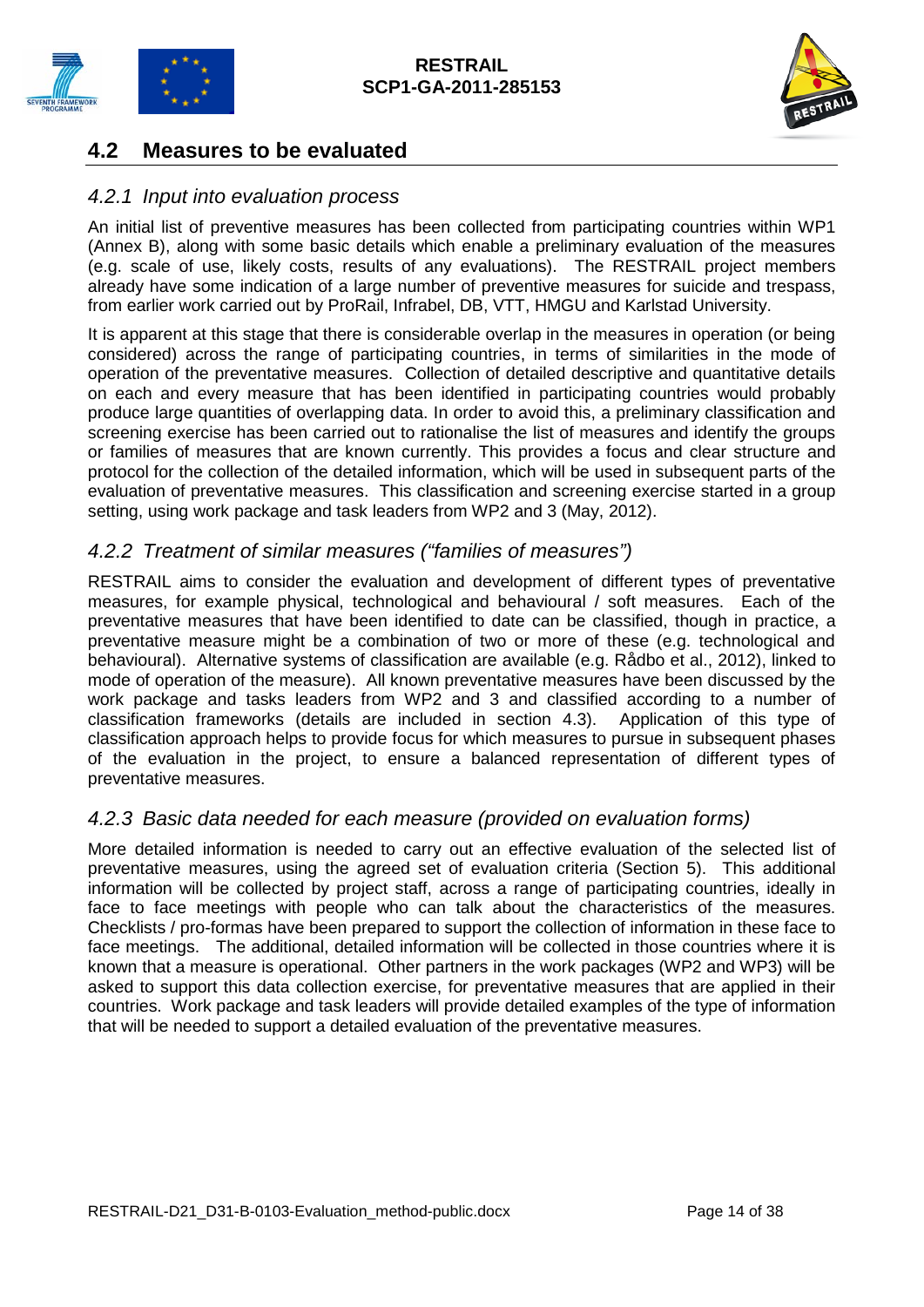## 4.2 Measures to be evaluated

### *4.2.1 Input into evaluation process*

An initial list of preventive measures has been collected from participating countries within WP1 (Annex B), along with some basic details which enable a preliminary evaluation of the measures (e.g. scale of use, likely costs, results of any evaluations). The RESTRAIL project members already have some indication of a large number of preventive measures for suicide and trespass, from earlier work carried out by ProRail, Infrabel, DB, VTT, HMGU and Karlstad University.

It is apparent at this stage that there is considerable overlap in the measures in operation (or being considered) across the range of participating countries, in terms of similarities in the mode of operation of the preventative measures. Collection of detailed descriptive and quantitative details on each and every measure that has been identified in participating countries would probably produce large quantities of overlapping data. In order to avoid this, a preliminary classification and screening exercise has been carried out to rationalise the list of measures and identify the groups or families of measures that are known currently. This provides a focus and clear structure and protocol for the collection of the detailed information, which will be used in subsequent parts of the evaluation of preventative measures. This classification and screening exercise started in a group setting, using work package and task leaders from WP2 and 3 (May, 2012).

### *4.2.2 Treatment of similar measures ("families of measures")*

RESTRAIL aims to consider the evaluation and development of different types of preventative measures, for example physical, technological and behavioural / soft measures. Each of the preventative measures that have been identified to date can be classified, though in practice, a preventative measure might be a combination of two or more of these (e.g. technological and behavioural). Alternative systems of classification are available (e.g. Rådbo et al., 2012), linked to mode of operation of the measure). All known preventative measures have been discussed by the work package and tasks leaders from WP2 and 3 and classified according to a number of classification frameworks (details are included in section 4.3). Application of this type of classification approach helps to provide focus for which measures to pursue in subsequent phases of the evaluation in the project, to ensure a balanced representation of different types of preventative measures.

### *4.2.3 Basic data needed for each measure (provided on evaluation forms)*

More detailed information is needed to carry out an effective evaluation of the selected list of preventative measures, using the agreed set of evaluation criteria (Section 5). This additional information will be collected by project staff, across a range of participating countries, ideally in face to face meetings with people who can talk about the characteristics of the measures. Checklists / pro-formas have been prepared to support the collection of information in these face to face meetings. The additional, detailed information will be collected in those countries where it is known that a measure is operational. Other partners in the work packages (WP2 and WP3) will be asked to support this data collection exercise, for preventative measures that are applied in their countries. Work package and task leaders will provide detailed examples of the type of information that will be needed to support a detailed evaluation of the preventative measures.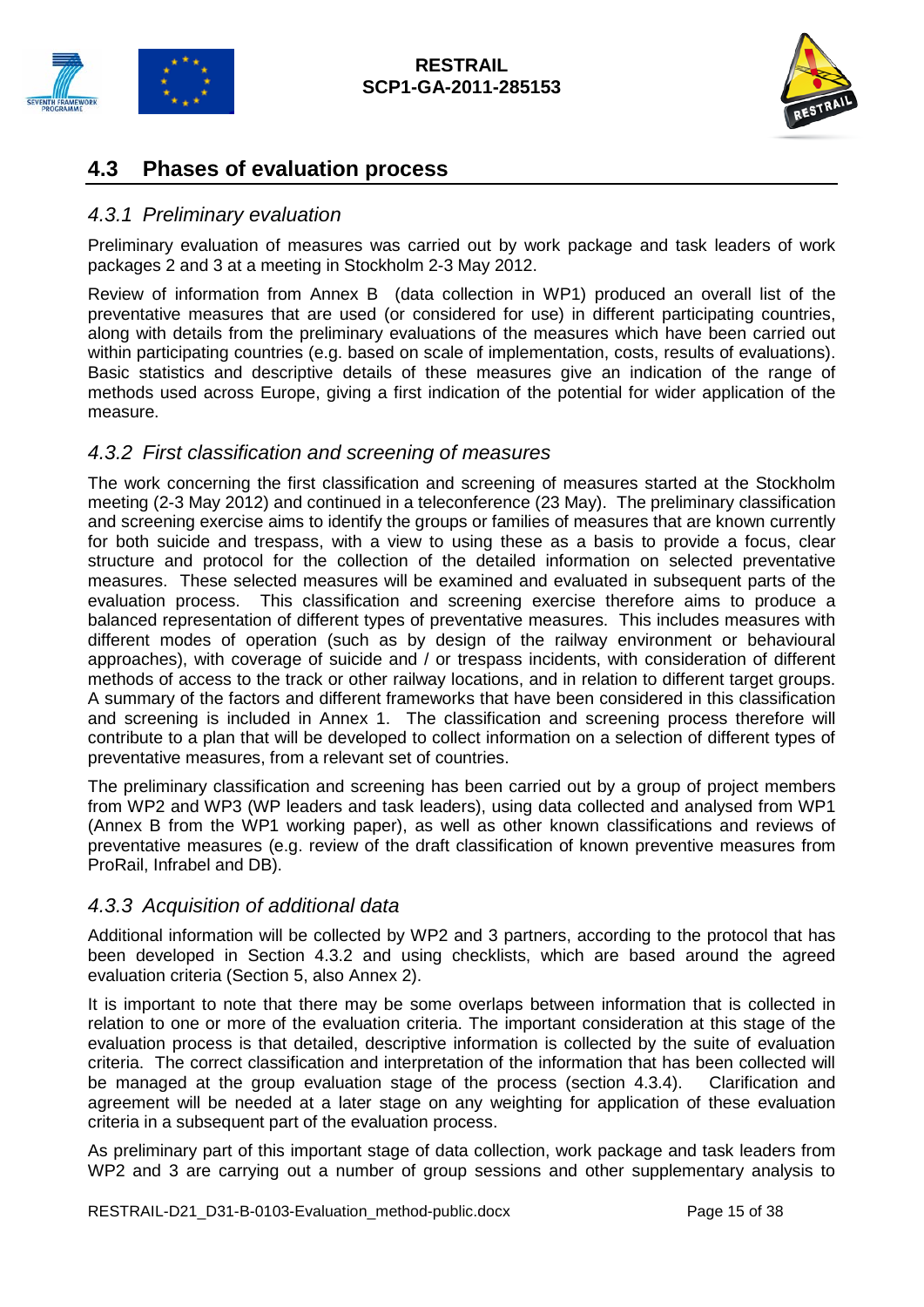## 4.3 Phases of evaluation process

### *4.3.1 Preliminary evaluation*

Preliminary evaluation of measures was carried out by work package and task leaders of work packages 2 and 3 at a meeting in Stockholm 2-3 May 2012.

Review of information from Annex B (data collection in WP1) produced an overall list of the preventative measures that are used (or considered for use) in different participating countries, along with details from the preliminary evaluations of the measures which have been carried out within participating countries (e.g. based on scale of implementation, costs, results of evaluations). Basic statistics and descriptive details of these measures give an indication of the range of methods used across Europe, giving a first indication of the potential for wider application of the measure.

### *4.3.2 First classification and screening of measures*

The work concerning the first classification and screening of measures started at the Stockholm meeting (2-3 May 2012) and continued in a teleconference (23 May). The preliminary classification and screening exercise aims to identify the groups or families of measures that are known currently for both suicide and trespass, with a view to using these as a basis to provide a focus, clear structure and protocol for the collection of the detailed information on selected preventative measures. These selected measures will be examined and evaluated in subsequent parts of the evaluation process. This classification and screening exercise therefore aims to produce a balanced representation of different types of preventative measures. This includes measures with different modes of operation (such as by design of the railway environment or behavioural approaches), with coverage of suicide and / or trespass incidents, with consideration of different methods of access to the track or other railway locations, and in relation to different target groups. A summary of the factors and different frameworks that have been considered in this classification and screening is included in Annex 1. The classification and screening process therefore will contribute to a plan that will be developed to collect information on a selection of different types of preventative measures, from a relevant set of countries.

The preliminary classification and screening has been carried out by a group of project members from WP2 and WP3 (WP leaders and task leaders), using data collected and analysed from WP1 (Annex B from the WP1 working paper), as well as other known classifications and reviews of preventative measures (e.g. review of the draft classification of known preventive measures from ProRail, Infrabel and DB).

### *4.3.3 Acquisition of additional data*

Additional information will be collected by WP2 and 3 partners, according to the protocol that has been developed in Section 4.3.2 and using checklists, which are based around the agreed evaluation criteria (Section 5, also Annex 2).

It is important to note that there may be some overlaps between information that is collected in relation to one or more of the evaluation criteria. The important consideration at this stage of the evaluation process is that detailed, descriptive information is collected by the suite of evaluation criteria. The correct classification and interpretation of the information that has been collected will be managed at the group evaluation stage of the process (section 4.3.4). Clarification and agreement will be needed at a later stage on any weighting for application of these evaluation criteria in a subsequent part of the evaluation process.

As preliminary part of this important stage of data collection, work package and task leaders from WP2 and 3 are carrying out a number of group sessions and other supplementary analysis to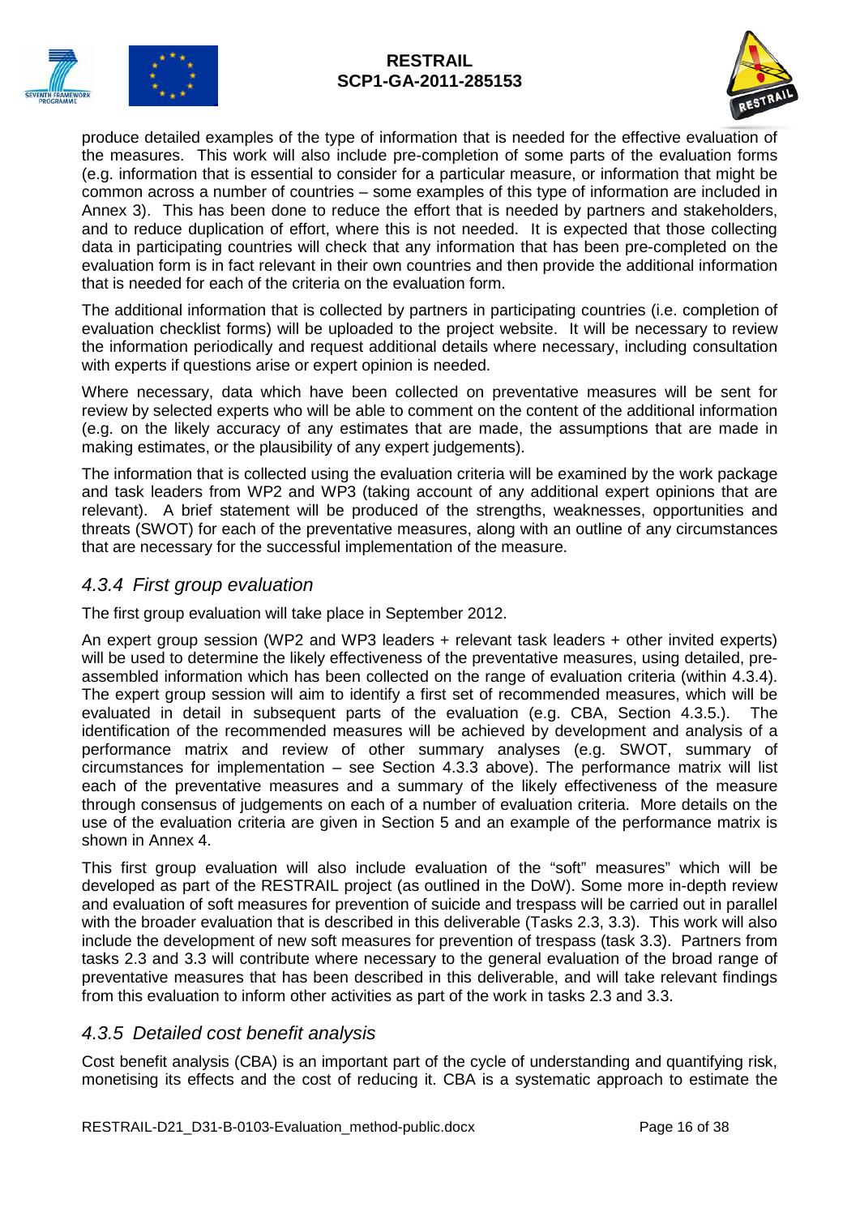produce detailed examples of the type of information that is needed for the effective evaluation of the measures. This work will also include pre-completion of some parts of the evaluation forms (e.g. information that is essential to consider for a particular measure, or information that might be common across a number of countries – some examples of this type of information are included in Annex 3). This has been done to reduce the effort that is needed by partners and stakeholders, and to reduce duplication of effort, where this is not needed. It is expected that those collecting data in participating countries will check that any information that has been pre-completed on the evaluation form is in fact relevant in their own countries and then provide the additional information that is needed for each of the criteria on the evaluation form.

The additional information that is collected by partners in participating countries (i.e. completion of evaluation checklist forms) will be uploaded to the project website. It will be necessary to review the information periodically and request additional details where necessary, including consultation with experts if questions arise or expert opinion is needed.

Where necessary, data which have been collected on preventative measures will be sent for review by selected experts who will be able to comment on the content of the additional information (e.g. on the likely accuracy of any estimates that are made, the assumptions that are made in making estimates, or the plausibility of any expert judgements).

The information that is collected using the evaluation criteria will be examined by the work package and task leaders from WP2 and WP3 (taking account of any additional expert opinions that are relevant). A brief statement will be produced of the strengths, weaknesses, opportunities and threats (SWOT) for each of the preventative measures, along with an outline of any circumstances that are necessary for the successful implementation of the measure.

### *4.3.4 First group evaluation*

The first group evaluation will take place in September 2012.

An expert group session (WP2 and WP3 leaders + relevant task leaders + other invited experts) will be used to determine the likely effectiveness of the preventative measures, using detailed, pre-assembled information which has been collected on the range of evaluation criteria (within 4.3.4). The expert group session will aim to identify a first set of recommended measures, which will be evaluated in detail in subsequent parts of the evaluation (e.g. CBA, Section 4.3.5.). The identification of the recommended measures will be achieved by development and analysis of a performance matrix and review of other summary analyses (e.g. SWOT, summary of circumstances for implementation – see Section 4.3.3 above). The performance matrix will list each of the preventative measures and a summary of the likely effectiveness of the measure through consensus of judgements on each of a number of evaluation criteria. More details on the use of the evaluation criteria are given in Section 5 and an example of the performance matrix is shown in Annex 4.

This first group evaluation will also include evaluation of the "soft" measures" which will be developed as part of the RESTRAIL project (as outlined in the DoW). Some more in-depth review and evaluation of soft measures for prevention of suicide and trespass will be carried out in parallel with the broader evaluation that is described in this deliverable (Tasks 2.3, 3.3). This work will also include the development of new soft measures for prevention of trespass (task 3.3). Partners from tasks 2.3 and 3.3 will contribute where necessary to the general evaluation of the broad range of preventative measures that has been described in this deliverable, and will take relevant findings from this evaluation to inform other activities as part of the work in tasks 2.3 and 3.3.

### *4.3.5 Detailed cost benefit analysis*

Cost benefit analysis (CBA) is an important part of the cycle of understanding and quantifying risk, monetising its effects and the cost of reducing it. CBA is a systematic approach to estimate the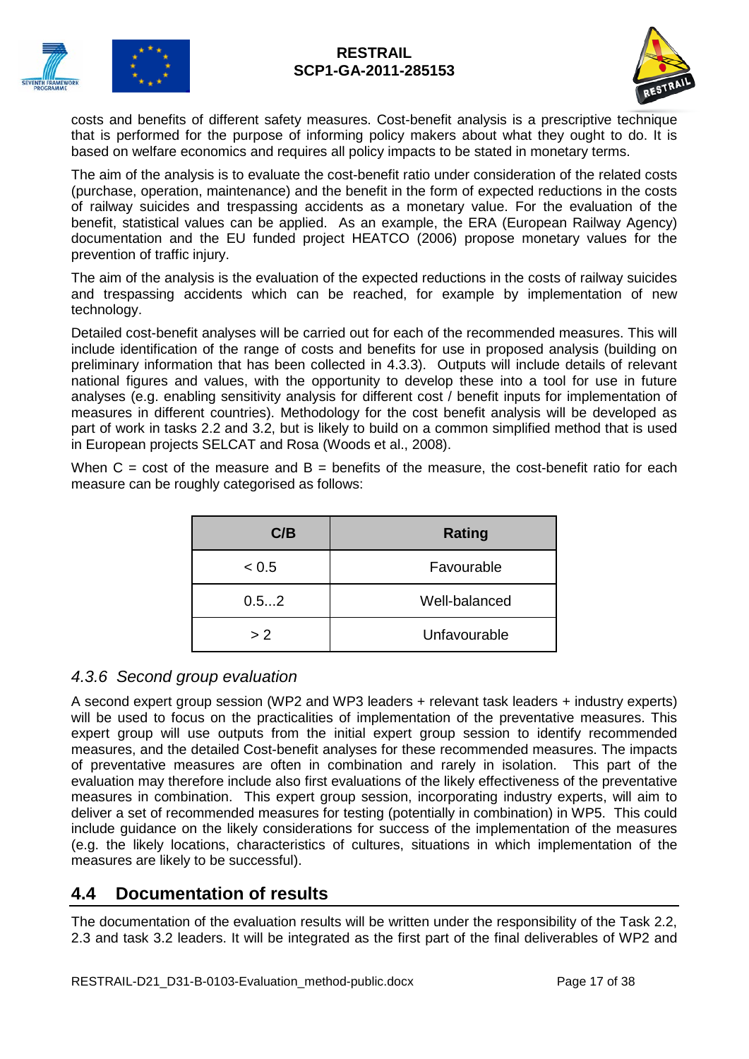costs and benefits of different safety measures. Cost-benefit analysis is a prescriptive technique that is performed for the purpose of informing policy makers about what they ought to do. It is based on welfare economics and requires all policy impacts to be stated in monetary terms.

The aim of the analysis is to evaluate the cost-benefit ratio under consideration of the related costs (purchase, operation, maintenance) and the benefit in the form of expected reductions in the costs of railway suicides and trespassing accidents as a monetary value. For the evaluation of the benefit, statistical values can be applied. As an example, the ERA (European Railway Agency) documentation and the EU funded project HEATCO (2006) propose monetary values for the prevention of traffic injury.

The aim of the analysis is the evaluation of the expected reductions in the costs of railway suicides and trespassing accidents which can be reached, for example by implementation of new technology.

Detailed cost-benefit analyses will be carried out for each of the recommended measures. This will include identification of the range of costs and benefits for use in proposed analysis (building on preliminary information that has been collected in 4.3.3). Outputs will include details of relevant national figures and values, with the opportunity to develop these into a tool for use in future analyses (e.g. enabling sensitivity analysis for different cost / benefit inputs for implementation of measures in different countries). Methodology for the cost benefit analysis will be developed as part of work in tasks 2.2 and 3.2, but is likely to build on a common simplified method that is used in European projects SELCAT and Rosa (Woods et al., 2008).

When C = cost of the measure and B = benefits of the measure, the cost-benefit ratio for each measure can be roughly categorised as follows:

| C/B | Rating |
|---|---|
| < 0.5 | Favourable |
| 0.5...2 | Well-balanced |
| > 2 | Unfavourable |

### *4.3.6 Second group evaluation*

A second expert group session (WP2 and WP3 leaders + relevant task leaders + industry experts) will be used to focus on the practicalities of implementation of the preventative measures. This expert group will use outputs from the initial expert group session to identify recommended measures, and the detailed Cost-benefit analyses for these recommended measures. The impacts of preventative measures are often in combination and rarely in isolation. This part of the evaluation may therefore include also first evaluations of the likely effectiveness of the preventative measures in combination. This expert group session, incorporating industry experts, will aim to deliver a set of recommended measures for testing (potentially in combination) in WP5. This could include guidance on the likely considerations for success of the implementation of the measures (e.g. the likely locations, characteristics of cultures, situations in which implementation of the measures are likely to be successful).

## 4.4 Documentation of results

The documentation of the evaluation results will be written under the responsibility of the Task 2.2, 2.3 and task 3.2 leaders. It will be integrated as the first part of the final deliverables of WP2 and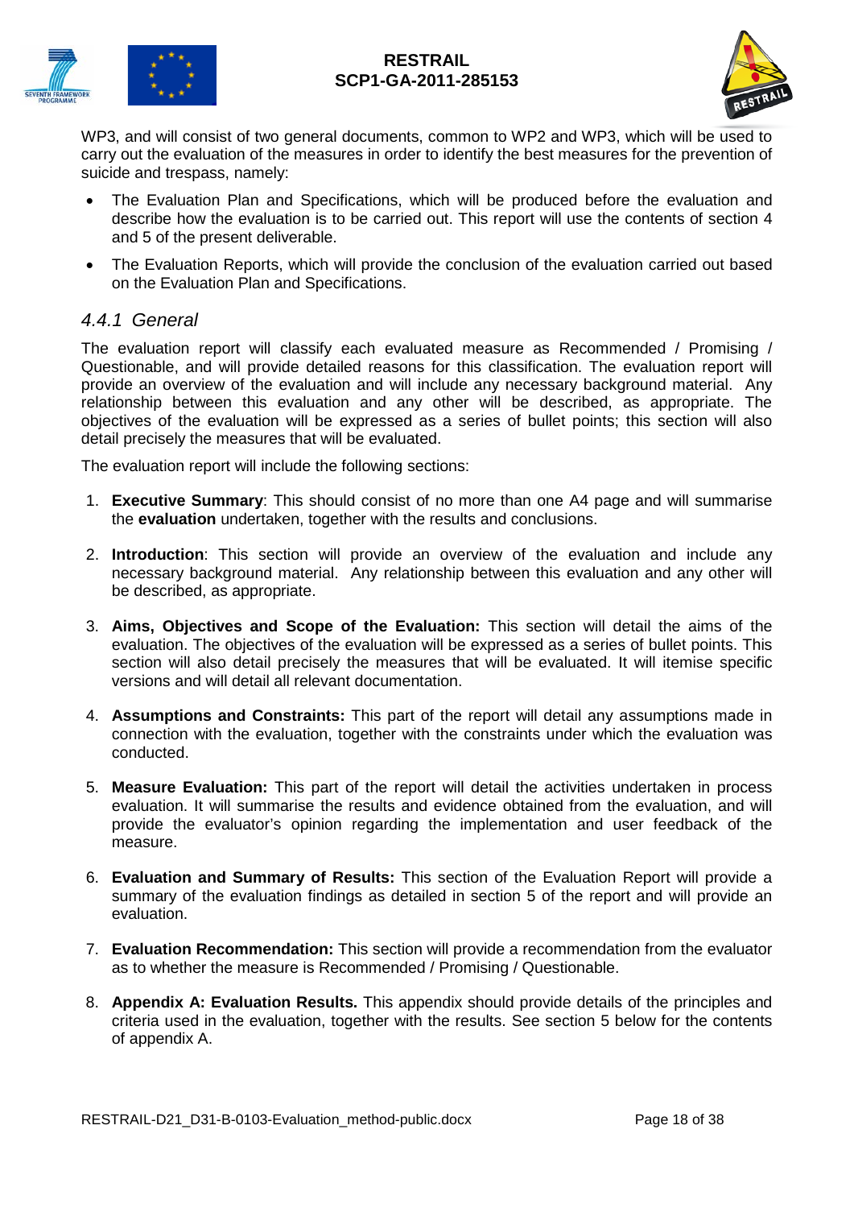WP3, and will consist of two general documents, common to WP2 and WP3, which will be used to carry out the evaluation of the measures in order to identify the best measures for the prevention of suicide and trespass, namely:

- The Evaluation Plan and Specifications, which will be produced before the evaluation and describe how the evaluation is to be carried out. This report will use the contents of section 4 and 5 of the present deliverable.
- The Evaluation Reports, which will provide the conclusion of the evaluation carried out based on the Evaluation Plan and Specifications.

### *4.4.1 General*

The evaluation report will classify each evaluated measure as Recommended / Promising / Questionable, and will provide detailed reasons for this classification. The evaluation report will provide an overview of the evaluation and will include any necessary background material. Any relationship between this evaluation and any other will be described, as appropriate. The objectives of the evaluation will be expressed as a series of bullet points; this section will also detail precisely the measures that will be evaluated.

The evaluation report will include the following sections:

1. **Executive Summary**: This should consist of no more than one A4 page and will summarise the **evaluation** undertaken, together with the results and conclusions.

2. **Introduction**: This section will provide an overview of the evaluation and include any necessary background material. Any relationship between this evaluation and any other will be described, as appropriate.

3. **Aims, Objectives and Scope of the Evaluation:** This section will detail the aims of the evaluation. The objectives of the evaluation will be expressed as a series of bullet points. This section will also detail precisely the measures that will be evaluated. It will itemise specific versions and will detail all relevant documentation.

4. **Assumptions and Constraints:** This part of the report will detail any assumptions made in connection with the evaluation, together with the constraints under which the evaluation was conducted.

5. **Measure Evaluation:** This part of the report will detail the activities undertaken in process evaluation. It will summarise the results and evidence obtained from the evaluation, and will provide the evaluator's opinion regarding the implementation and user feedback of the measure.

6. **Evaluation and Summary of Results:** This section of the Evaluation Report will provide a summary of the evaluation findings as detailed in section 5 of the report and will provide an evaluation.

7. **Evaluation Recommendation:** This section will provide a recommendation from the evaluator as to whether the measure is Recommended / Promising / Questionable.

8. **Appendix A: Evaluation Results.** This appendix should provide details of the principles and criteria used in the evaluation, together with the results. See section 5 below for the contents of appendix A.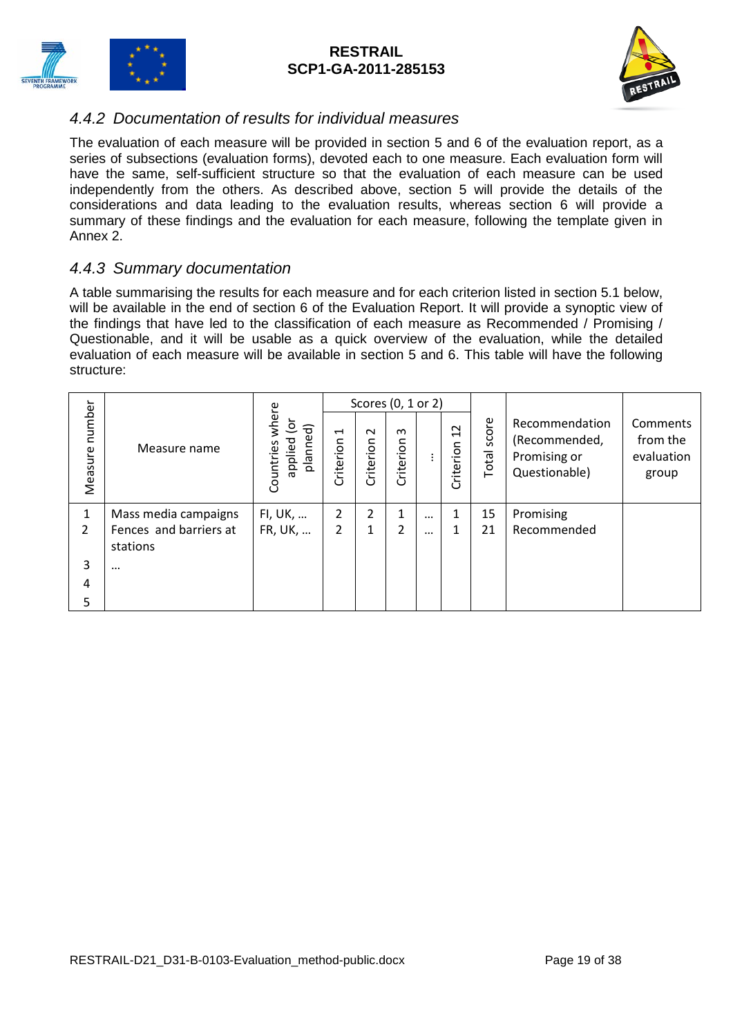### 4.4.2 Documentation of results for individual measures

The evaluation of each measure will be provided in section 5 and 6 of the evaluation report, as a series of subsections (evaluation forms), devoted each to one measure. Each evaluation form will have the same, self-sufficient structure so that the evaluation of each measure can be used independently from the others. As described above, section 5 will provide the details of the considerations and data leading to the evaluation results, whereas section 6 will provide a summary of these findings and the evaluation for each measure, following the template given in Annex 2.

### 4.4.3 Summary documentation

A table summarising the results for each measure and for each criterion listed in section 5.1 below, will be available in the end of section 6 of the Evaluation Report. It will provide a synoptic view of the findings that have led to the classification of each measure as Recommended / Promising / Questionable, and it will be usable as a quick overview of the evaluation, while the detailed evaluation of each measure will be available in section 5 and 6. This table will have the following structure:

| Measure number | Measure name | Countries where applied (or planned) | Scores (0, 1 or 2) | | | | | Total score | Recommendation (Recommended, Promising or Questionable) | Comments from the evaluation group |
|---|---|---|---|---|---|---|---|---|---|---|
| | | | Criterion 1 | Criterion 2 | Criterion 3 | … | Criterion 12 | | | |
| 1 | Mass media campaigns | FI, UK, … | 2 | 2 | 1 | … | 1 | 15 | Promising | |
| 2 | Fences and barriers at stations | FR, UK, … | 2 | 1 | 2 | … | 1 | 21 | Recommended | |
| 3 | … | | | | | | | | | |
| 4 | | | | | | | | | | |
| 5 | | | | | | | | | | |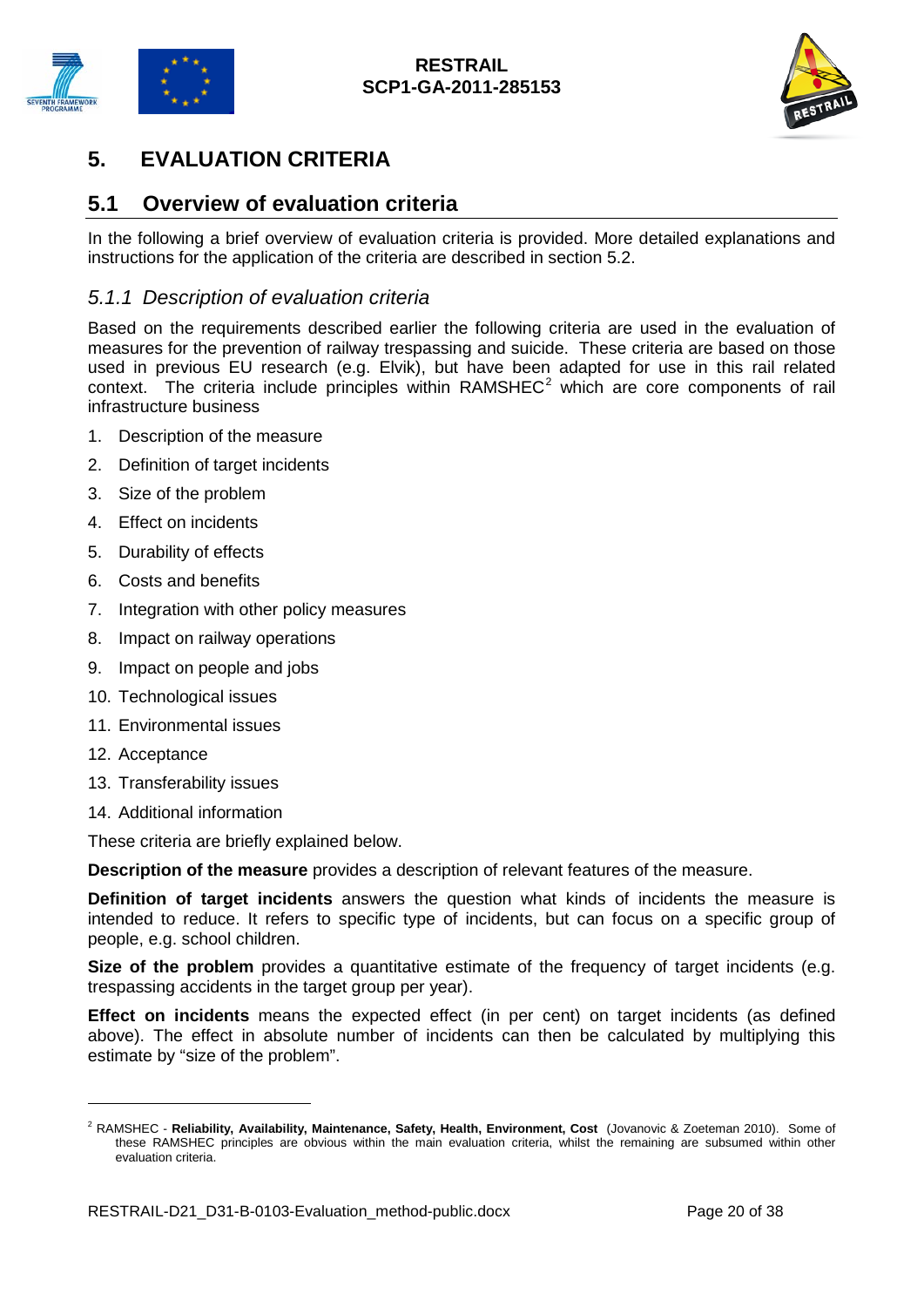# 5. EVALUATION CRITERIA

## 5.1 Overview of evaluation criteria

In the following a brief overview of evaluation criteria is provided. More detailed explanations and instructions for the application of the criteria are described in section 5.2.

### *5.1.1 Description of evaluation criteria*

Based on the requirements described earlier the following criteria are used in the evaluation of measures for the prevention of railway trespassing and suicide. These criteria are based on those used in previous EU research (e.g. Elvik), but have been adapted for use in this rail related context. The criteria include principles within RAMSHEC[2] which are core components of rail infrastructure business

1. Description of the measure
2. Definition of target incidents
3. Size of the problem
4. Effect on incidents
5. Durability of effects
6. Costs and benefits
7. Integration with other policy measures
8. Impact on railway operations
9. Impact on people and jobs
10. Technological issues
11. Environmental issues
12. Acceptance
13. Transferability issues
14. Additional information

These criteria are briefly explained below.

**Description of the measure** provides a description of relevant features of the measure.

**Definition of target incidents** answers the question what kinds of incidents the measure is intended to reduce. It refers to specific type of incidents, but can focus on a specific group of people, e.g. school children.

**Size of the problem** provides a quantitative estimate of the frequency of target incidents (e.g. trespassing accidents in the target group per year).

**Effect on incidents** means the expected effect (in per cent) on target incidents (as defined above). The effect in absolute number of incidents can then be calculated by multiplying this estimate by "size of the problem".

---

[2] RAMSHEC - **Reliability, Availability, Maintenance, Safety, Health, Environment, Cost** (Jovanovic & Zoeteman 2010). Some of these RAMSHEC principles are obvious within the main evaluation criteria, whilst the remaining are subsumed within other evaluation criteria.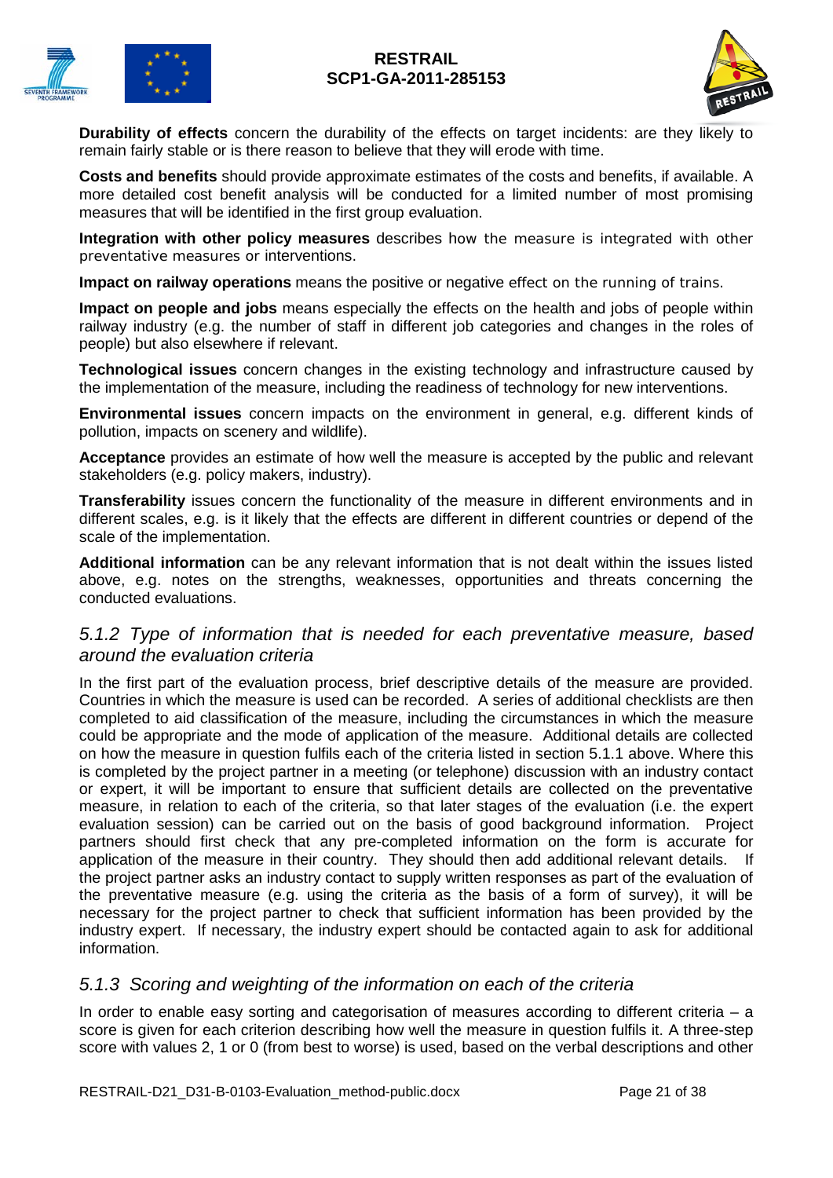**Durability of effects** concern the durability of the effects on target incidents: are they likely to remain fairly stable or is there reason to believe that they will erode with time.

**Costs and benefits** should provide approximate estimates of the costs and benefits, if available. A more detailed cost benefit analysis will be conducted for a limited number of most promising measures that will be identified in the first group evaluation.

**Integration with other policy measures** describes how the measure is integrated with other preventative measures or interventions.

**Impact on railway operations** means the positive or negative effect on the running of trains.

**Impact on people and jobs** means especially the effects on the health and jobs of people within railway industry (e.g. the number of staff in different job categories and changes in the roles of people) but also elsewhere if relevant.

**Technological issues** concern changes in the existing technology and infrastructure caused by the implementation of the measure, including the readiness of technology for new interventions.

**Environmental issues** concern impacts on the environment in general, e.g. different kinds of pollution, impacts on scenery and wildlife).

**Acceptance** provides an estimate of how well the measure is accepted by the public and relevant stakeholders (e.g. policy makers, industry).

**Transferability** issues concern the functionality of the measure in different environments and in different scales, e.g. is it likely that the effects are different in different countries or depend of the scale of the implementation.

**Additional information** can be any relevant information that is not dealt within the issues listed above, e.g. notes on the strengths, weaknesses, opportunities and threats concerning the conducted evaluations.

### *5.1.2 Type of information that is needed for each preventative measure, based around the evaluation criteria*

In the first part of the evaluation process, brief descriptive details of the measure are provided. Countries in which the measure is used can be recorded. A series of additional checklists are then completed to aid classification of the measure, including the circumstances in which the measure could be appropriate and the mode of application of the measure. Additional details are collected on how the measure in question fulfils each of the criteria listed in section 5.1.1 above. Where this is completed by the project partner in a meeting (or telephone) discussion with an industry contact or expert, it will be important to ensure that sufficient details are collected on the preventative measure, in relation to each of the criteria, so that later stages of the evaluation (i.e. the expert evaluation session) can be carried out on the basis of good background information. Project partners should first check that any pre-completed information on the form is accurate for application of the measure in their country. They should then add additional relevant details. If the project partner asks an industry contact to supply written responses as part of the evaluation of the preventative measure (e.g. using the criteria as the basis of a form of survey), it will be necessary for the project partner to check that sufficient information has been provided by the industry expert. If necessary, the industry expert should be contacted again to ask for additional information.

### *5.1.3 Scoring and weighting of the information on each of the criteria*

In order to enable easy sorting and categorisation of measures according to different criteria – a score is given for each criterion describing how well the measure in question fulfils it. A three-step score with values 2, 1 or 0 (from best to worse) is used, based on the verbal descriptions and other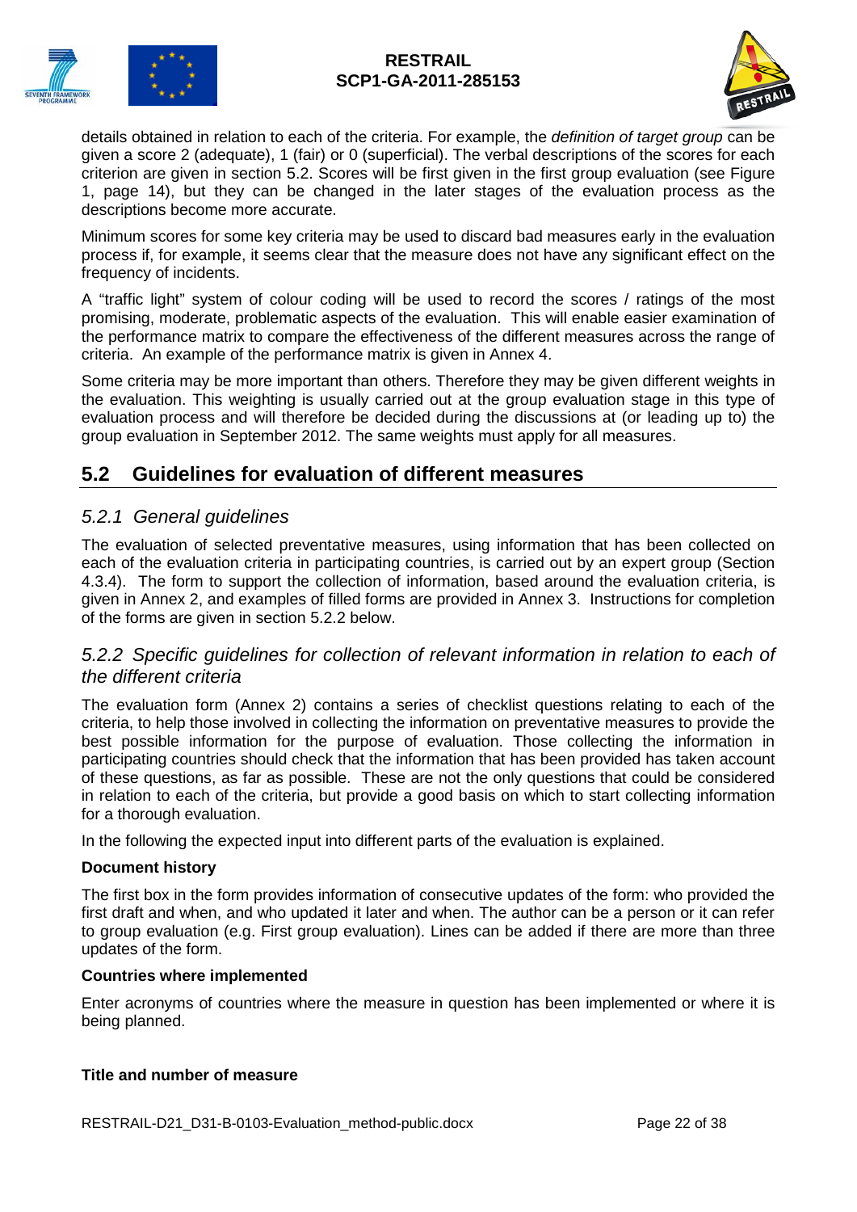details obtained in relation to each of the criteria. For example, the *definition of target group* can be given a score 2 (adequate), 1 (fair) or 0 (superficial). The verbal descriptions of the scores for each criterion are given in section 5.2. Scores will be first given in the first group evaluation (see Figure 1, page 14), but they can be changed in the later stages of the evaluation process as the descriptions become more accurate.

Minimum scores for some key criteria may be used to discard bad measures early in the evaluation process if, for example, it seems clear that the measure does not have any significant effect on the frequency of incidents.

A "traffic light" system of colour coding will be used to record the scores / ratings of the most promising, moderate, problematic aspects of the evaluation. This will enable easier examination of the performance matrix to compare the effectiveness of the different measures across the range of criteria. An example of the performance matrix is given in Annex 4.

Some criteria may be more important than others. Therefore they may be given different weights in the evaluation. This weighting is usually carried out at the group evaluation stage in this type of evaluation process and will therefore be decided during the discussions at (or leading up to) the group evaluation in September 2012. The same weights must apply for all measures.

## 5.2 Guidelines for evaluation of different measures

### *5.2.1 General guidelines*

The evaluation of selected preventative measures, using information that has been collected on each of the evaluation criteria in participating countries, is carried out by an expert group (Section 4.3.4). The form to support the collection of information, based around the evaluation criteria, is given in Annex 2, and examples of filled forms are provided in Annex 3. Instructions for completion of the forms are given in section 5.2.2 below.

### *5.2.2 Specific guidelines for collection of relevant information in relation to each of the different criteria*

The evaluation form (Annex 2) contains a series of checklist questions relating to each of the criteria, to help those involved in collecting the information on preventative measures to provide the best possible information for the purpose of evaluation. Those collecting the information in participating countries should check that the information that has been provided has taken account of these questions, as far as possible. These are not the only questions that could be considered in relation to each of the criteria, but provide a good basis on which to start collecting information for a thorough evaluation.

In the following the expected input into different parts of the evaluation is explained.

**Document history**

The first box in the form provides information of consecutive updates of the form: who provided the first draft and when, and who updated it later and when. The author can be a person or it can refer to group evaluation (e.g. First group evaluation). Lines can be added if there are more than three updates of the form.

**Countries where implemented**

Enter acronyms of countries where the measure in question has been implemented or where it is being planned.

**Title and number of measure**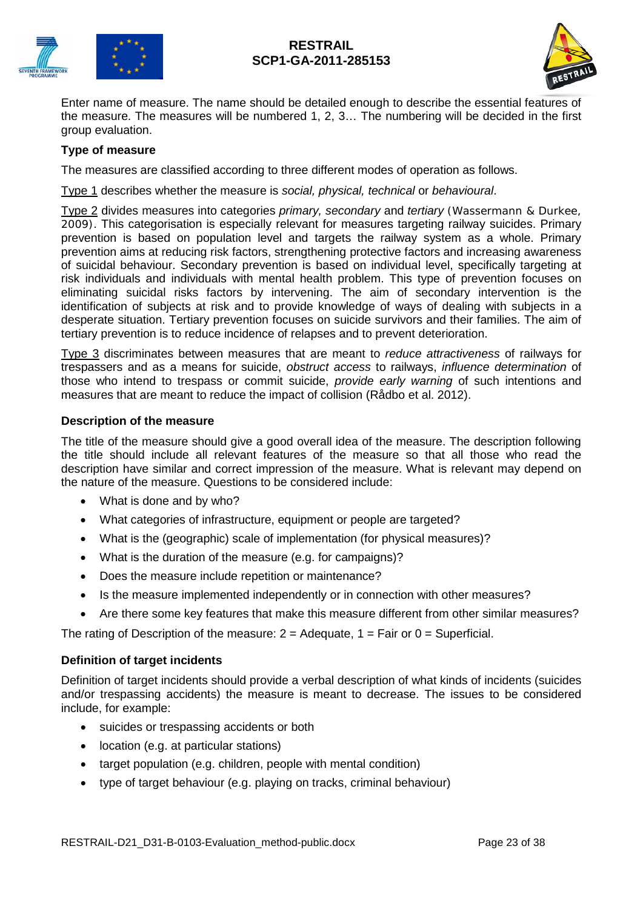Enter name of measure. The name should be detailed enough to describe the essential features of the measure. The measures will be numbered 1, 2, 3… The numbering will be decided in the first group evaluation.

**Type of measure**

The measures are classified according to three different modes of operation as follows.

Type 1 describes whether the measure is *social, physical, technical* or *behavioural*.

Type 2 divides measures into categories *primary, secondary* and *tertiary* (Wassermann & Durkee, 2009). This categorisation is especially relevant for measures targeting railway suicides. Primary prevention is based on population level and targets the railway system as a whole. Primary prevention aims at reducing risk factors, strengthening protective factors and increasing awareness of suicidal behaviour. Secondary prevention is based on individual level, specifically targeting at risk individuals and individuals with mental health problem. This type of prevention focuses on eliminating suicidal risks factors by intervening. The aim of secondary intervention is the identification of subjects at risk and to provide knowledge of ways of dealing with subjects in a desperate situation. Tertiary prevention focuses on suicide survivors and their families. The aim of tertiary prevention is to reduce incidence of relapses and to prevent deterioration.

Type 3 discriminates between measures that are meant to *reduce attractiveness* of railways for trespassers and as a means for suicide, *obstruct access* to railways, *influence determination* of those who intend to trespass or commit suicide, *provide early warning* of such intentions and measures that are meant to reduce the impact of collision (Rådbo et al. 2012).

**Description of the measure**

The title of the measure should give a good overall idea of the measure. The description following the title should include all relevant features of the measure so that all those who read the description have similar and correct impression of the measure. What is relevant may depend on the nature of the measure. Questions to be considered include:

- What is done and by who?
- What categories of infrastructure, equipment or people are targeted?
- What is the (geographic) scale of implementation (for physical measures)?
- What is the duration of the measure (e.g. for campaigns)?
- Does the measure include repetition or maintenance?
- Is the measure implemented independently or in connection with other measures?
- Are there some key features that make this measure different from other similar measures?

The rating of Description of the measure: 2 = Adequate, 1 = Fair or 0 = Superficial.

**Definition of target incidents**

Definition of target incidents should provide a verbal description of what kinds of incidents (suicides and/or trespassing accidents) the measure is meant to decrease. The issues to be considered include, for example:

- suicides or trespassing accidents or both
- location (e.g. at particular stations)
- target population (e.g. children, people with mental condition)
- type of target behaviour (e.g. playing on tracks, criminal behaviour)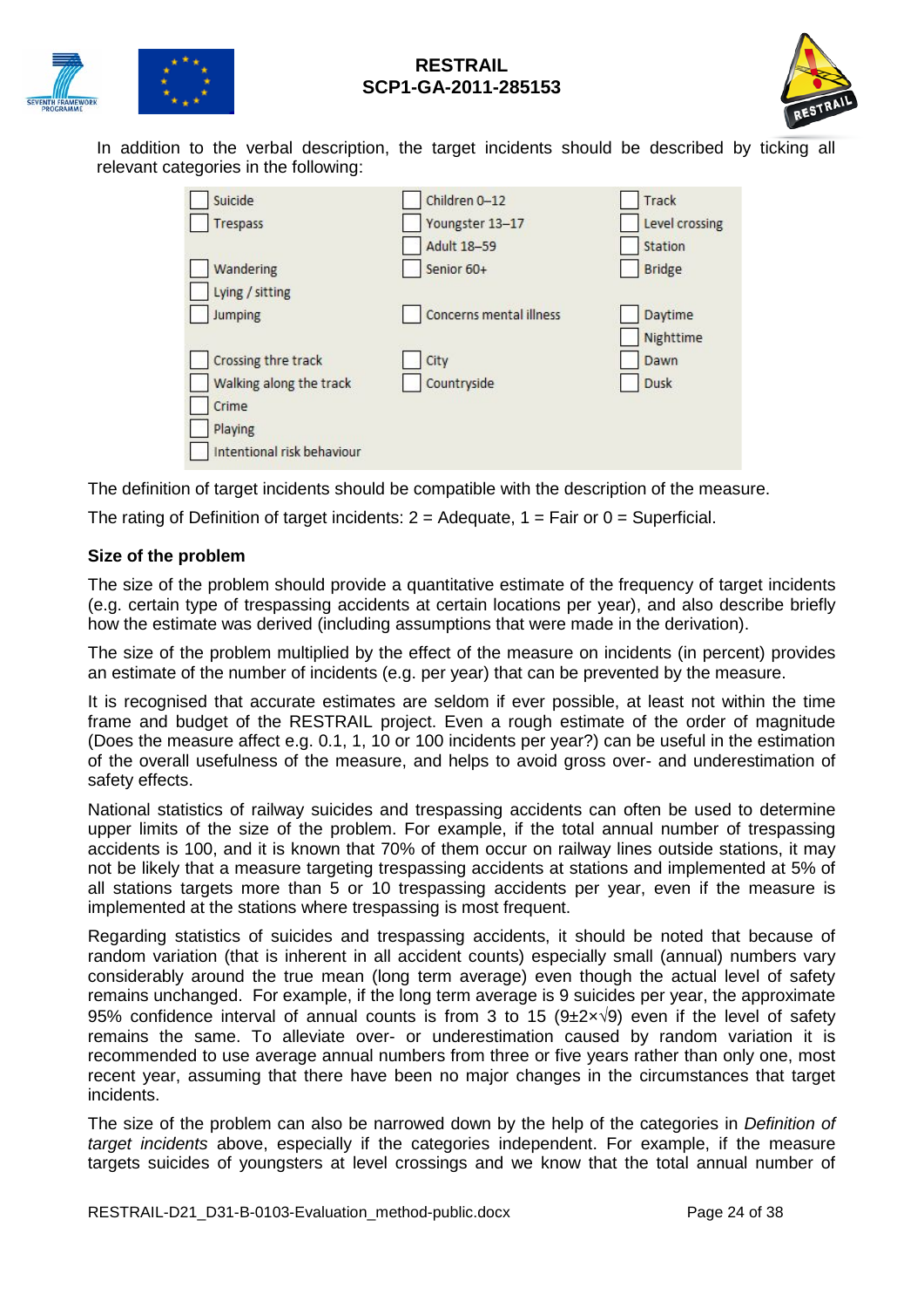In addition to the verbal description, the target incidents should be described by ticking all relevant categories in the following:

| | | |
|---|---|---|
| ☐ Suicide | ☐ Children 0–12 | ☐ Track |
| ☐ Trespass | ☐ Youngster 13–17 | ☐ Level crossing |
| | ☐ Adult 18–59 | ☐ Station |
| ☐ Wandering | ☐ Senior 60+ | ☐ Bridge |
| ☐ Lying / sitting | | |
| ☐ Jumping | ☐ Concerns mental illness | ☐ Daytime |
| | | ☐ Nighttime |
| ☐ Crossing thre track | ☐ City | ☐ Dawn |
| ☐ Walking along the track | ☐ Countryside | ☐ Dusk |
| ☐ Crime | | |
| ☐ Playing | | |
| ☐ Intentional risk behaviour | | |

The definition of target incidents should be compatible with the description of the measure.

The rating of Definition of target incidents: 2 = Adequate, 1 = Fair or 0 = Superficial.

### Size of the problem

The size of the problem should provide a quantitative estimate of the frequency of target incidents (e.g. certain type of trespassing accidents at certain locations per year), and also describe briefly how the estimate was derived (including assumptions that were made in the derivation).

The size of the problem multiplied by the effect of the measure on incidents (in percent) provides an estimate of the number of incidents (e.g. per year) that can be prevented by the measure.

It is recognised that accurate estimates are seldom if ever possible, at least not within the time frame and budget of the RESTRAIL project. Even a rough estimate of the order of magnitude (Does the measure affect e.g. 0.1, 1, 10 or 100 incidents per year?) can be useful in the estimation of the overall usefulness of the measure, and helps to avoid gross over- and underestimation of safety effects.

National statistics of railway suicides and trespassing accidents can often be used to determine upper limits of the size of the problem. For example, if the total annual number of trespassing accidents is 100, and it is known that 70% of them occur on railway lines outside stations, it may not be likely that a measure targeting trespassing accidents at stations and implemented at 5% of all stations targets more than 5 or 10 trespassing accidents per year, even if the measure is implemented at the stations where trespassing is most frequent.

Regarding statistics of suicides and trespassing accidents, it should be noted that because of random variation (that is inherent in all accident counts) especially small (annual) numbers vary considerably around the true mean (long term average) even though the actual level of safety remains unchanged. For example, if the long term average is 9 suicides per year, the approximate 95% confidence interval of annual counts is from 3 to 15 ($9 \pm 2 \times \sqrt{9}$) even if the level of safety remains the same. To alleviate over- or underestimation caused by random variation it is recommended to use average annual numbers from three or five years rather than only one, most recent year, assuming that there have been no major changes in the circumstances that target incidents.

The size of the problem can also be narrowed down by the help of the categories in *Definition of target incidents* above, especially if the categories independent. For example, if the measure targets suicides of youngsters at level crossings and we know that the total annual number of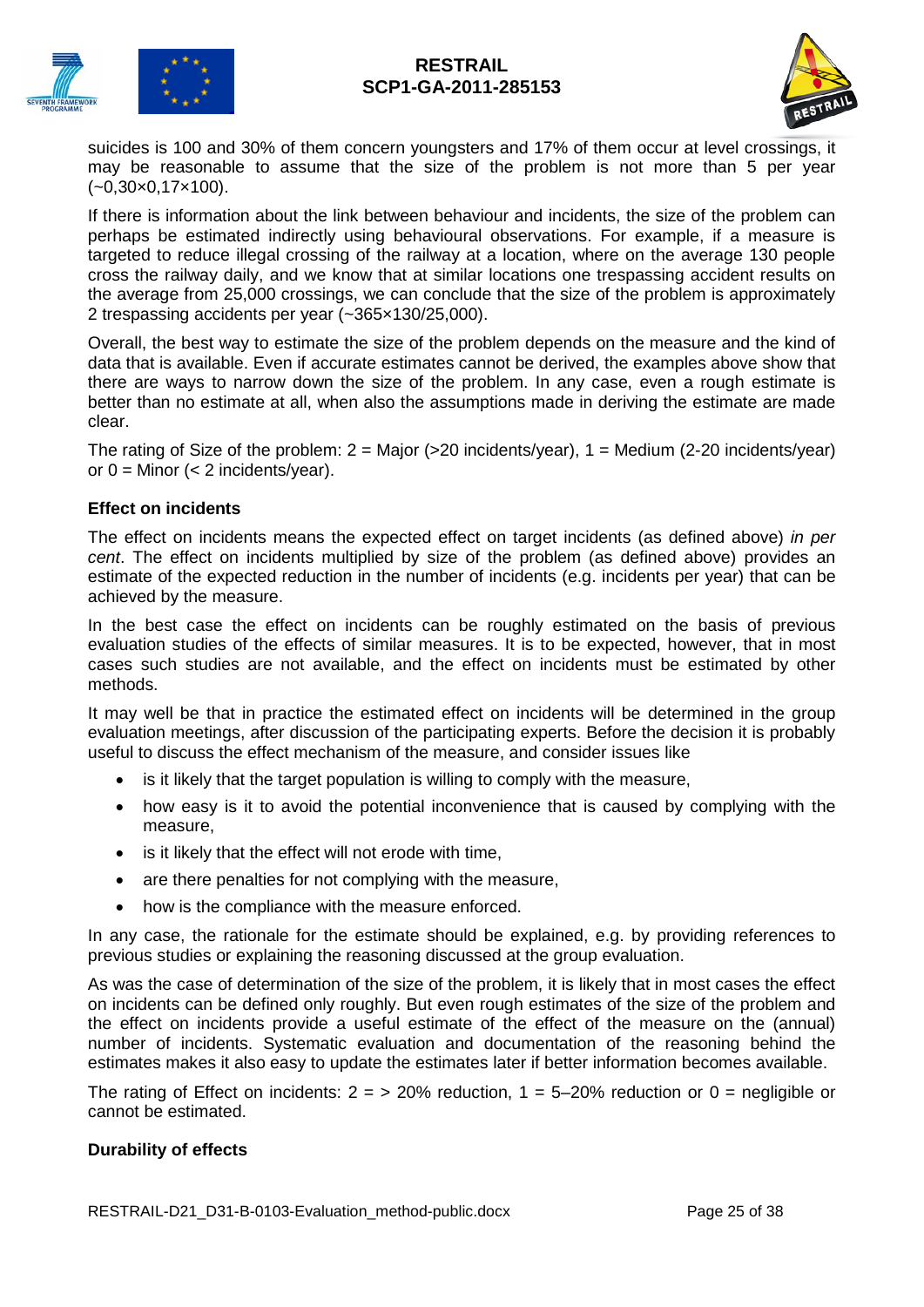suicides is 100 and 30% of them concern youngsters and 17% of them occur at level crossings, it may be reasonable to assume that the size of the problem is not more than 5 per year (~0,30×0,17×100).

If there is information about the link between behaviour and incidents, the size of the problem can perhaps be estimated indirectly using behavioural observations. For example, if a measure is targeted to reduce illegal crossing of the railway at a location, where on the average 130 people cross the railway daily, and we know that at similar locations one trespassing accident results on the average from 25,000 crossings, we can conclude that the size of the problem is approximately 2 trespassing accidents per year (~365×130/25,000).

Overall, the best way to estimate the size of the problem depends on the measure and the kind of data that is available. Even if accurate estimates cannot be derived, the examples above show that there are ways to narrow down the size of the problem. In any case, even a rough estimate is better than no estimate at all, when also the assumptions made in deriving the estimate are made clear.

The rating of Size of the problem: 2 = Major (>20 incidents/year), 1 = Medium (2-20 incidents/year) or 0 = Minor (< 2 incidents/year).

**Effect on incidents**

The effect on incidents means the expected effect on target incidents (as defined above) *in per cent*. The effect on incidents multiplied by size of the problem (as defined above) provides an estimate of the expected reduction in the number of incidents (e.g. incidents per year) that can be achieved by the measure.

In the best case the effect on incidents can be roughly estimated on the basis of previous evaluation studies of the effects of similar measures. It is to be expected, however, that in most cases such studies are not available, and the effect on incidents must be estimated by other methods.

It may well be that in practice the estimated effect on incidents will be determined in the group evaluation meetings, after discussion of the participating experts. Before the decision it is probably useful to discuss the effect mechanism of the measure, and consider issues like

- is it likely that the target population is willing to comply with the measure,
- how easy is it to avoid the potential inconvenience that is caused by complying with the measure,
- is it likely that the effect will not erode with time,
- are there penalties for not complying with the measure,
- how is the compliance with the measure enforced.

In any case, the rationale for the estimate should be explained, e.g. by providing references to previous studies or explaining the reasoning discussed at the group evaluation.

As was the case of determination of the size of the problem, it is likely that in most cases the effect on incidents can be defined only roughly. But even rough estimates of the size of the problem and the effect on incidents provide a useful estimate of the effect of the measure on the (annual) number of incidents. Systematic evaluation and documentation of the reasoning behind the estimates makes it also easy to update the estimates later if better information becomes available.

The rating of Effect on incidents: 2 = > 20% reduction, 1 = 5–20% reduction or 0 = negligible or cannot be estimated.

**Durability of effects**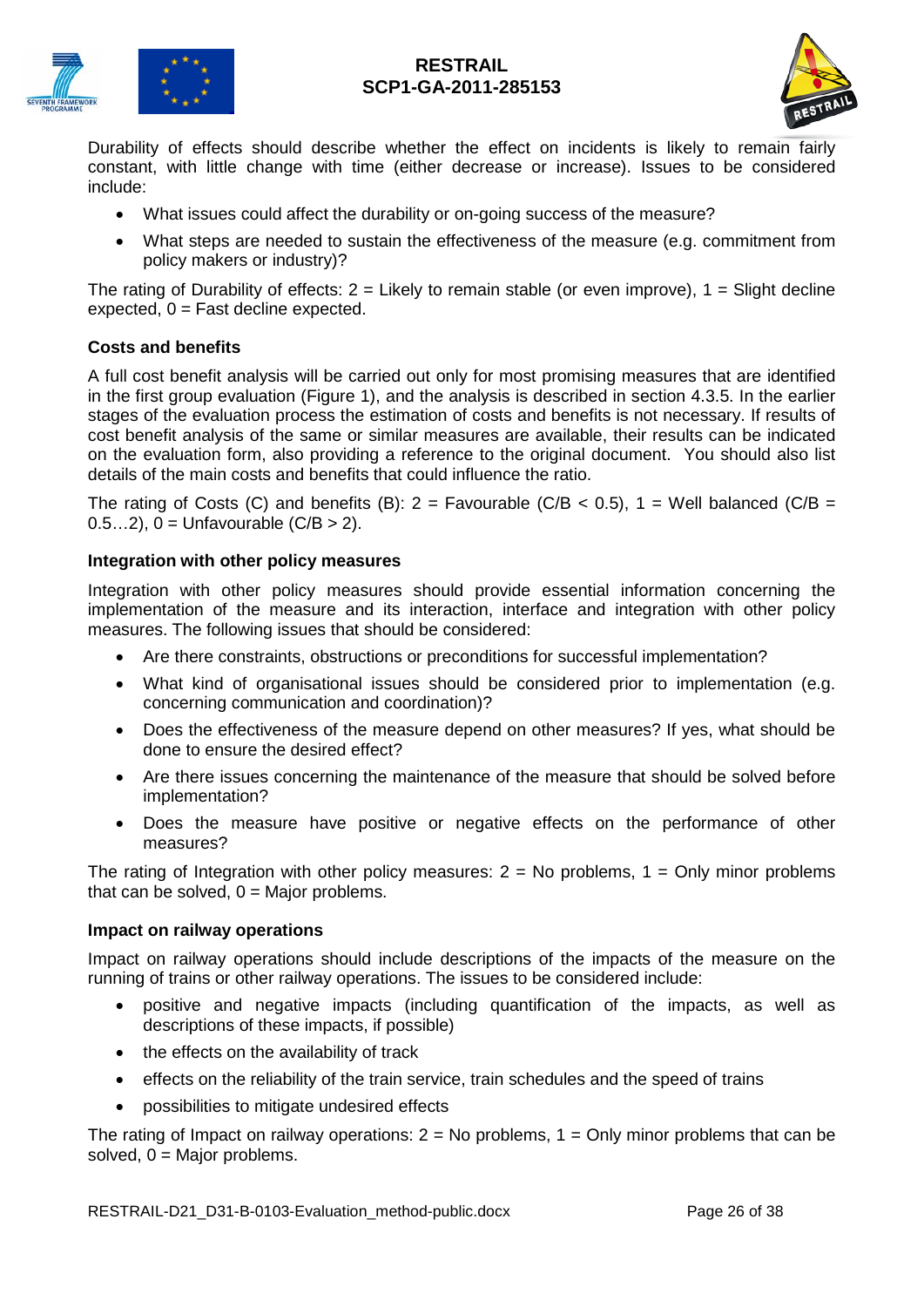Durability of effects should describe whether the effect on incidents is likely to remain fairly constant, with little change with time (either decrease or increase). Issues to be considered include:

- What issues could affect the durability or on-going success of the measure?
- What steps are needed to sustain the effectiveness of the measure (e.g. commitment from policy makers or industry)?

The rating of Durability of effects: 2 = Likely to remain stable (or even improve), 1 = Slight decline expected, 0 = Fast decline expected.

**Costs and benefits**

A full cost benefit analysis will be carried out only for most promising measures that are identified in the first group evaluation (Figure 1), and the analysis is described in section 4.3.5. In the earlier stages of the evaluation process the estimation of costs and benefits is not necessary. If results of cost benefit analysis of the same or similar measures are available, their results can be indicated on the evaluation form, also providing a reference to the original document. You should also list details of the main costs and benefits that could influence the ratio.

The rating of Costs (C) and benefits (B): 2 = Favourable ($C/B < 0.5$), 1 = Well balanced ($C/B = 0.5…2$), 0 = Unfavourable ($C/B > 2$).

**Integration with other policy measures**

Integration with other policy measures should provide essential information concerning the implementation of the measure and its interaction, interface and integration with other policy measures. The following issues that should be considered:

- Are there constraints, obstructions or preconditions for successful implementation?
- What kind of organisational issues should be considered prior to implementation (e.g. concerning communication and coordination)?
- Does the effectiveness of the measure depend on other measures? If yes, what should be done to ensure the desired effect?
- Are there issues concerning the maintenance of the measure that should be solved before implementation?
- Does the measure have positive or negative effects on the performance of other measures?

The rating of Integration with other policy measures: 2 = No problems, 1 = Only minor problems that can be solved, 0 = Major problems.

**Impact on railway operations**

Impact on railway operations should include descriptions of the impacts of the measure on the running of trains or other railway operations. The issues to be considered include:

- positive and negative impacts (including quantification of the impacts, as well as descriptions of these impacts, if possible)
- the effects on the availability of track
- effects on the reliability of the train service, train schedules and the speed of trains
- possibilities to mitigate undesired effects

The rating of Impact on railway operations: 2 = No problems, 1 = Only minor problems that can be solved, 0 = Major problems.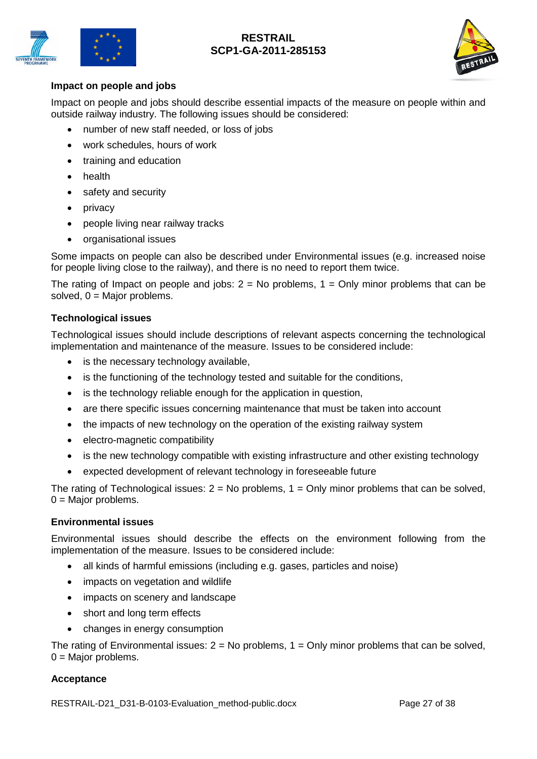**Impact on people and jobs**

Impact on people and jobs should describe essential impacts of the measure on people within and outside railway industry. The following issues should be considered:

- number of new staff needed, or loss of jobs
- work schedules, hours of work
- training and education
- health
- safety and security
- privacy
- people living near railway tracks
- organisational issues

Some impacts on people can also be described under Environmental issues (e.g. increased noise for people living close to the railway), and there is no need to report them twice.

The rating of Impact on people and jobs: 2 = No problems, 1 = Only minor problems that can be solved, 0 = Major problems.

**Technological issues**

Technological issues should include descriptions of relevant aspects concerning the technological implementation and maintenance of the measure. Issues to be considered include:

- is the necessary technology available,
- is the functioning of the technology tested and suitable for the conditions,
- is the technology reliable enough for the application in question,
- are there specific issues concerning maintenance that must be taken into account
- the impacts of new technology on the operation of the existing railway system
- electro-magnetic compatibility
- is the new technology compatible with existing infrastructure and other existing technology
- expected development of relevant technology in foreseeable future

The rating of Technological issues: 2 = No problems, 1 = Only minor problems that can be solved, 0 = Major problems.

**Environmental issues**

Environmental issues should describe the effects on the environment following from the implementation of the measure. Issues to be considered include:

- all kinds of harmful emissions (including e.g. gases, particles and noise)
- impacts on vegetation and wildlife
- impacts on scenery and landscape
- short and long term effects
- changes in energy consumption

The rating of Environmental issues: 2 = No problems, 1 = Only minor problems that can be solved, 0 = Major problems.

**Acceptance**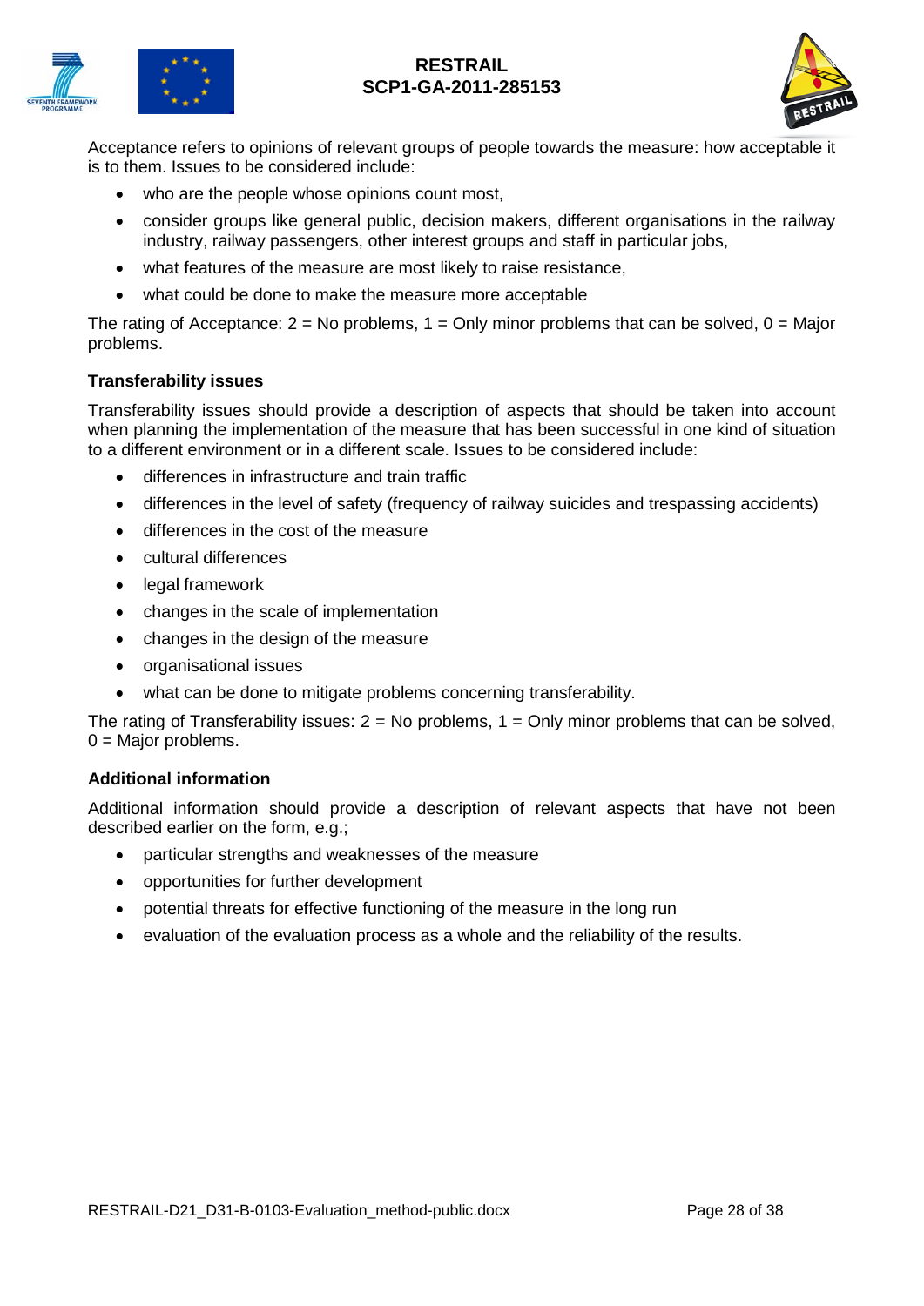Acceptance refers to opinions of relevant groups of people towards the measure: how acceptable it is to them. Issues to be considered include:

- who are the people whose opinions count most,
- consider groups like general public, decision makers, different organisations in the railway industry, railway passengers, other interest groups and staff in particular jobs,
- what features of the measure are most likely to raise resistance,
- what could be done to make the measure more acceptable

The rating of Acceptance: 2 = No problems, 1 = Only minor problems that can be solved, 0 = Major problems.

**Transferability issues**

Transferability issues should provide a description of aspects that should be taken into account when planning the implementation of the measure that has been successful in one kind of situation to a different environment or in a different scale. Issues to be considered include:

- differences in infrastructure and train traffic
- differences in the level of safety (frequency of railway suicides and trespassing accidents)
- differences in the cost of the measure
- cultural differences
- legal framework
- changes in the scale of implementation
- changes in the design of the measure
- organisational issues
- what can be done to mitigate problems concerning transferability.

The rating of Transferability issues: 2 = No problems, 1 = Only minor problems that can be solved, 0 = Major problems.

**Additional information**

Additional information should provide a description of relevant aspects that have not been described earlier on the form, e.g.;

- particular strengths and weaknesses of the measure
- opportunities for further development
- potential threats for effective functioning of the measure in the long run
- evaluation of the evaluation process as a whole and the reliability of the results.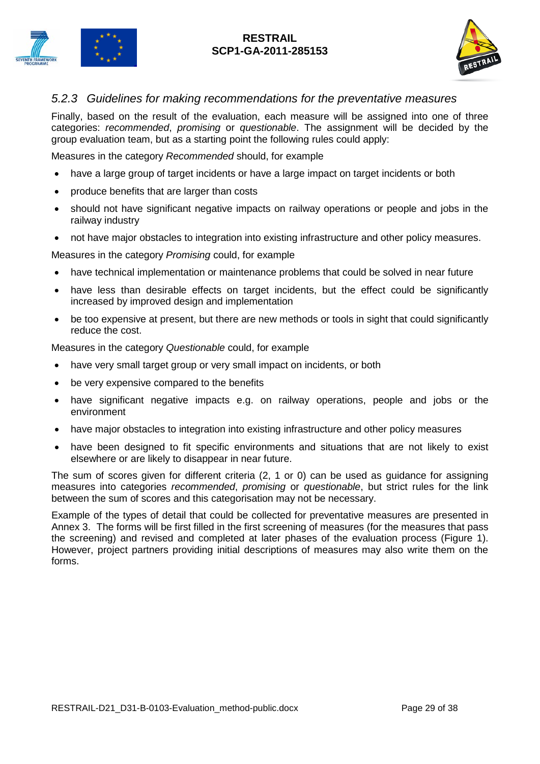### *5.2.3 Guidelines for making recommendations for the preventative measures*

Finally, based on the result of the evaluation, each measure will be assigned into one of three categories: *recommended*, *promising* or *questionable*. The assignment will be decided by the group evaluation team, but as a starting point the following rules could apply:

Measures in the category *Recommended* should, for example

- have a large group of target incidents or have a large impact on target incidents or both
- produce benefits that are larger than costs
- should not have significant negative impacts on railway operations or people and jobs in the railway industry
- not have major obstacles to integration into existing infrastructure and other policy measures.

Measures in the category *Promising* could, for example

- have technical implementation or maintenance problems that could be solved in near future
- have less than desirable effects on target incidents, but the effect could be significantly increased by improved design and implementation
- be too expensive at present, but there are new methods or tools in sight that could significantly reduce the cost.

Measures in the category *Questionable* could, for example

- have very small target group or very small impact on incidents, or both
- be very expensive compared to the benefits
- have significant negative impacts e.g. on railway operations, people and jobs or the environment
- have major obstacles to integration into existing infrastructure and other policy measures
- have been designed to fit specific environments and situations that are not likely to exist elsewhere or are likely to disappear in near future.

The sum of scores given for different criteria (2, 1 or 0) can be used as guidance for assigning measures into categories *recommended*, *promising* or *questionable*, but strict rules for the link between the sum of scores and this categorisation may not be necessary.

Example of the types of detail that could be collected for preventative measures are presented in Annex 3. The forms will be first filled in the first screening of measures (for the measures that pass the screening) and revised and completed at later phases of the evaluation process (Figure 1). However, project partners providing initial descriptions of measures may also write them on the forms.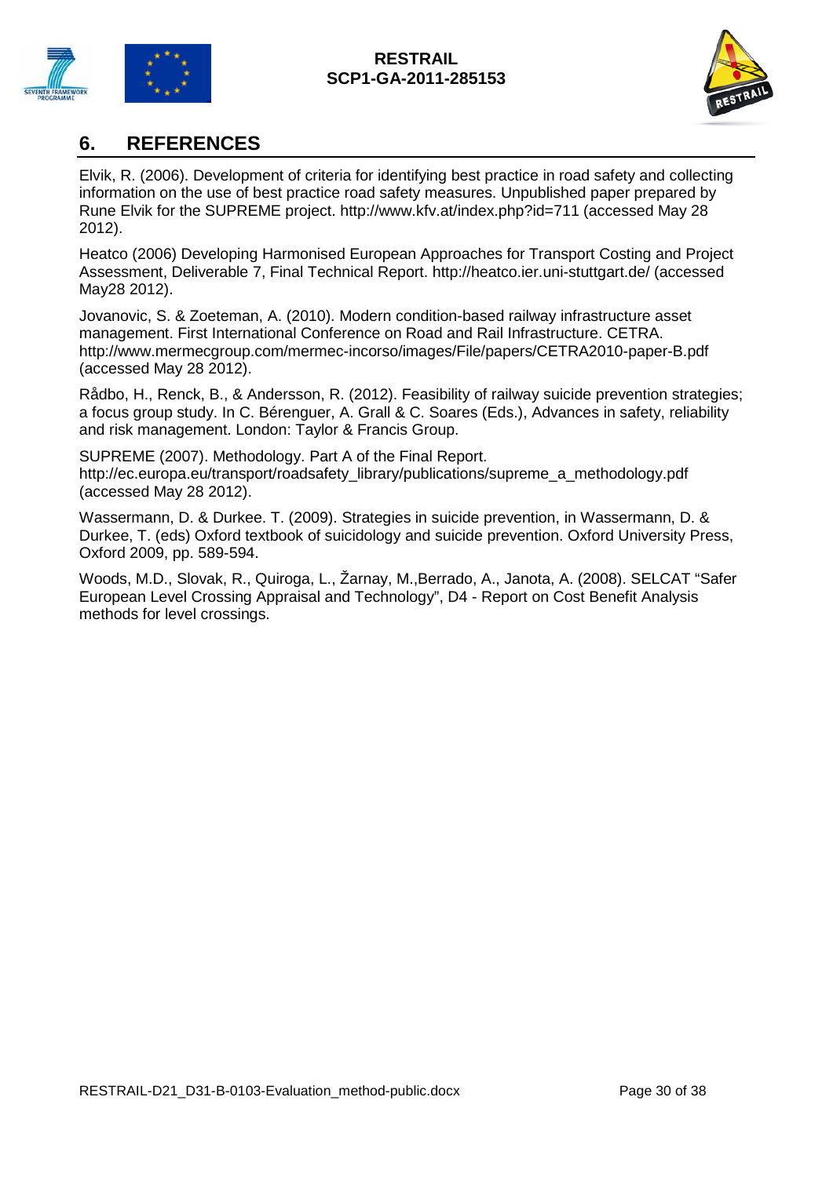# 6. REFERENCES

Elvik, R. (2006). Development of criteria for identifying best practice in road safety and collecting information on the use of best practice road safety measures. Unpublished paper prepared by Rune Elvik for the SUPREME project. http://www.kfv.at/index.php?id=711 (accessed May 28 2012).

Heatco (2006) Developing Harmonised European Approaches for Transport Costing and Project Assessment, Deliverable 7, Final Technical Report. http://heatco.ier.uni-stuttgart.de/ (accessed May28 2012).

Jovanovic, S. & Zoeteman, A. (2010). Modern condition-based railway infrastructure asset management. First International Conference on Road and Rail Infrastructure. CETRA. http://www.mermecgroup.com/mermec-incorso/images/File/papers/CETRA2010-paper-B.pdf (accessed May 28 2012).

Rådbo, H., Renck, B., & Andersson, R. (2012). Feasibility of railway suicide prevention strategies; a focus group study. In C. Bérenguer, A. Grall & C. Soares (Eds.), Advances in safety, reliability and risk management. London: Taylor & Francis Group.

SUPREME (2007). Methodology. Part A of the Final Report. http://ec.europa.eu/transport/roadsafety_library/publications/supreme_a_methodology.pdf (accessed May 28 2012).

Wassermann, D. & Durkee. T. (2009). Strategies in suicide prevention, in Wassermann, D. & Durkee, T. (eds) Oxford textbook of suicidology and suicide prevention. Oxford University Press, Oxford 2009, pp. 589-594.

Woods, M.D., Slovak, R., Quiroga, L., Žarnay, M.,Berrado, A., Janota, A. (2008). SELCAT "Safer European Level Crossing Appraisal and Technology", D4 - Report on Cost Benefit Analysis methods for level crossings.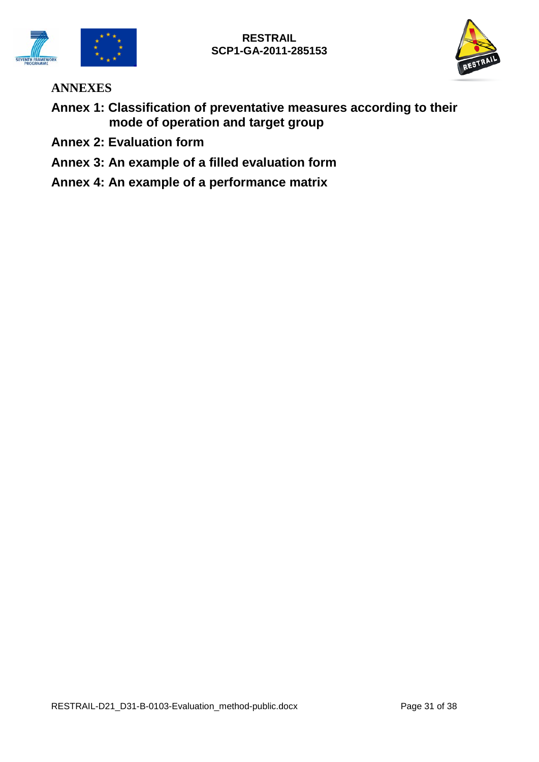# ANNEXES

## Annex 1: Classification of preventative measures according to their mode of operation and target group

## Annex 2: Evaluation form

## Annex 3: An example of a filled evaluation form

## Annex 4: An example of a performance matrix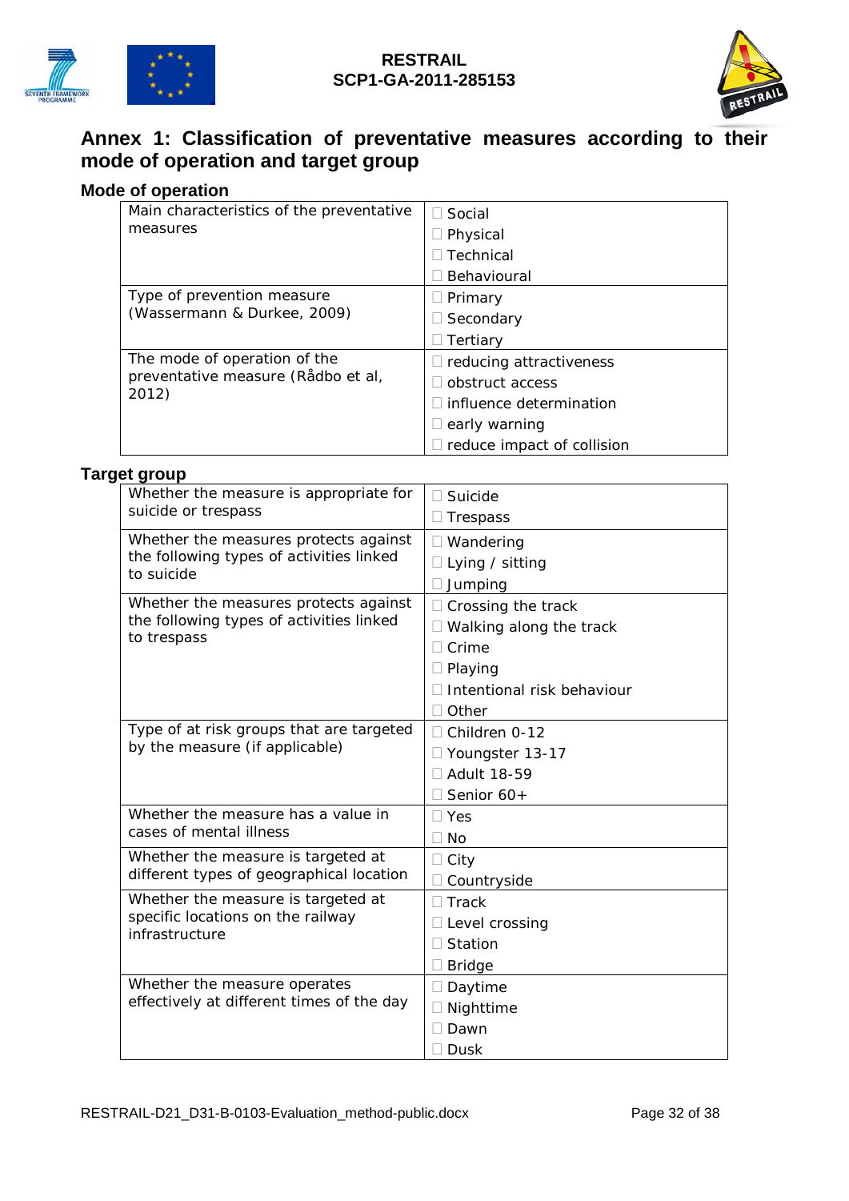# Annex 1: Classification of preventative measures according to their mode of operation and target group

## Mode of operation

| | |
|---|---|
| Main characteristics of the preventative measures | ☐ Social<br>☐ Physical<br>☐ Technical<br>☐ Behavioural |
| Type of prevention measure (Wassermann & Durkee, 2009) | ☐ Primary<br>☐ Secondary<br>☐ Tertiary |
| The mode of operation of the preventative measure (Rådbo et al, 2012) | ☐ reducing attractiveness<br>☐ obstruct access<br>☐ influence determination<br>☐ early warning<br>☐ reduce impact of collision |

## Target group

| | |
|---|---|
| Whether the measure is appropriate for suicide or trespass | ☐ Suicide<br>☐ Trespass |
| Whether the measures protects against the following types of activities linked to suicide | ☐ Wandering<br>☐ Lying / sitting<br>☐ Jumping |
| Whether the measures protects against the following types of activities linked to trespass | ☐ Crossing the track<br>☐ Walking along the track<br>☐ Crime<br>☐ Playing<br>☐ Intentional risk behaviour<br>☐ Other |
| Type of at risk groups that are targeted by the measure (if applicable) | ☐ Children 0-12<br>☐ Youngster 13-17<br>☐ Adult 18-59<br>☐ Senior 60+ |
| Whether the measure has a value in cases of mental illness | ☐ Yes<br>☐ No |
| Whether the measure is targeted at different types of geographical location | ☐ City<br>☐ Countryside |
| Whether the measure is targeted at specific locations on the railway infrastructure | ☐ Track<br>☐ Level crossing<br>☐ Station<br>☐ Bridge |
| Whether the measure operates effectively at different times of the day | ☐ Daytime<br>☐ Nighttime<br>☐ Dawn<br>☐ Dusk |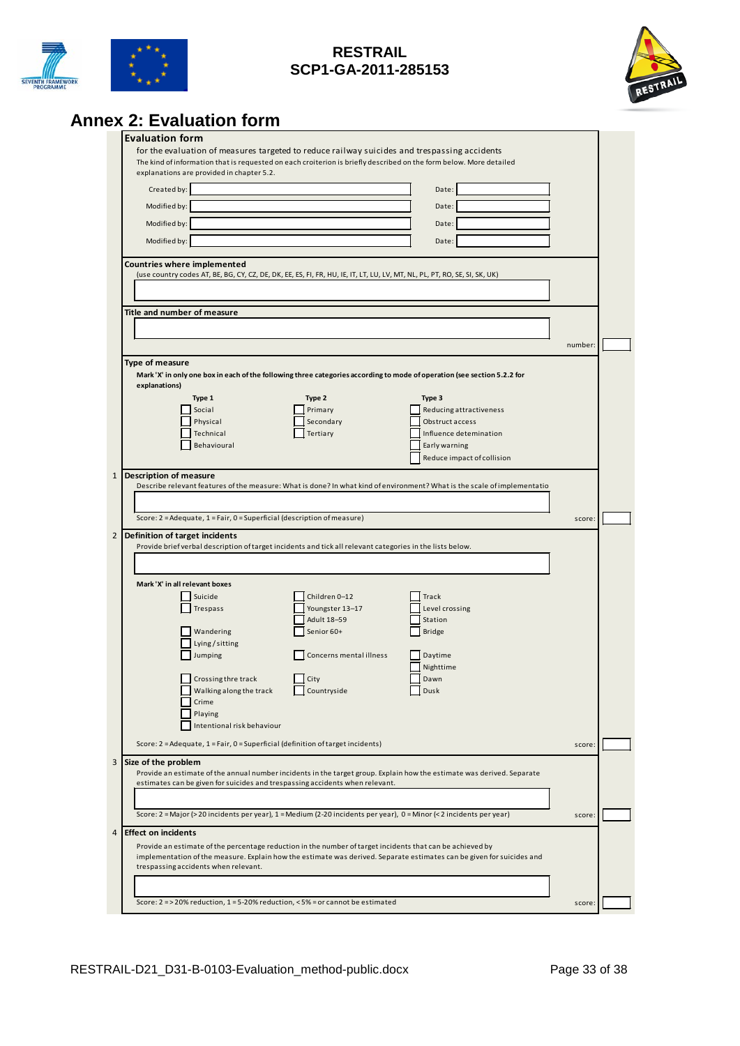## Annex 2: Evaluation form

**Evaluation form**

for the evaluation of measures targeted to reduce railway suicides and trespassing accidents

The kind of information that is requested on each croiterion is briefly described on the form below. More detailed explanations are provided in chapter 5.2.

Created by: ______ Date: ______

Modified by: ______ Date: ______

Modified by: ______ Date: ______

Modified by: ______ Date: ______

**Countries where implemented**

(use country codes AT, BE, BG, CY, CZ, DE, DK, EE, ES, FI, FR, HU, IE, IT, LT, LU, LV, MT, NL, PL, PT, RO, SE, SI, SK, UK)

**Title and number of measure**

number: ______

**Type of measure**

**Mark 'X' in only one box in each of the following three categories according to mode of operation (see section 5.2.2 for explanations)**

| Type 1 | Type 2 | Type 3 |
|---|---|---|
| ☐ Social | ☐ Primary | ☐ Reducing attractiveness |
| ☐ Physical | ☐ Secondary | ☐ Obstruct access |
| ☐ Technical | ☐ Tertiary | ☐ Influence detemination |
| ☐ Behavioural | | ☐ Early warning |
| | | ☐ Reduce impact of collision |

**1 Description of measure**

Describe relevant features of the measure: What is done? In what kind of environment? What is the scale of implementatio

Score: 2 = Adequate, 1 = Fair, 0 = Superficial (description of measure) score: ______

**2 Definition of target incidents**

Provide brief verbal description of target incidents and tick all relevant categories in the lists below.

**Mark 'X' in all relevant boxes**

| | | |
|---|---|---|
| ☐ Suicide | ☐ Children 0–12 | ☐ Track |
| ☐ Trespass | ☐ Youngster 13–17 | ☐ Level crossing |
| | ☐ Adult 18–59 | ☐ Station |
| ☐ Wandering | ☐ Senior 60+ | ☐ Bridge |
| ☐ Lying / sitting | | |
| ☐ Jumping | ☐ Concerns mental illness | ☐ Daytime |
| | | ☐ Nighttime |
| ☐ Crossing thre track | ☐ City | ☐ Dawn |
| ☐ Walking along the track | ☐ Countryside | ☐ Dusk |
| ☐ Crime | | |
| ☐ Playing | | |
| ☐ Intentional risk behaviour | | |

Score: 2 = Adequate, 1 = Fair, 0 = Superficial (definition of target incidents) score: ______

**3 Size of the problem**

Provide an estimate of the annual number incidents in the target group. Explain how the estimate was derived. Separate estimates can be given for suicides and trespassing accidents when relevant.

Score: 2 = Major (> 20 incidents per year), 1 = Medium (2-20 incidents per year), 0 = Minor (< 2 incidents per year) score: ______

**4 Effect on incidents**

Provide an estimate of the percentage reduction in the number of target incidents that can be achieved by implementation of the measure. Explain how the estimate was derived. Separate estimates can be given for suicides and trespassing accidents when relevant.

Score: 2 = > 20% reduction, 1 = 5-20% reduction, < 5% = or cannot be estimated score: ______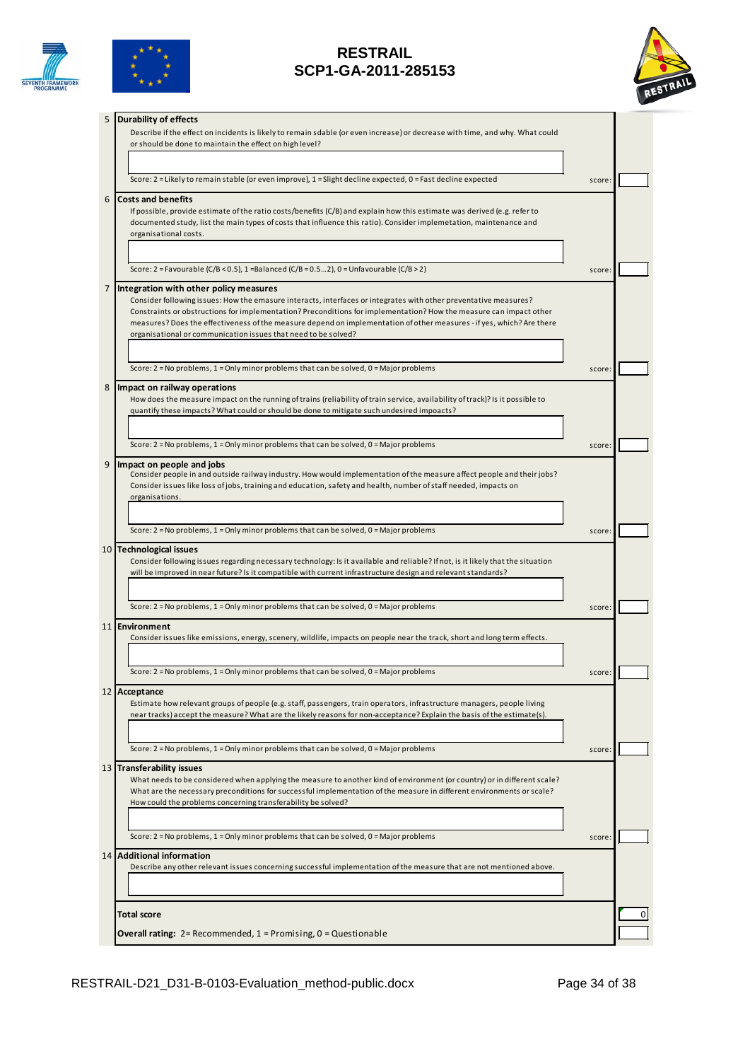| | | |
|---|---|---|
| 5 | **Durability of effects**<br>Describe if the effect on incidents is likely to remain sdable (or even increase) or decrease with time, and why. What could or should be done to maintain the effect on high level?<br><br>Score: 2 = Likely to remain stable (or even improve), 1 = Slight decline expected, 0 = Fast decline expected | score: |
| 6 | **Costs and benefits**<br>If possible, provide estimate of the ratio costs/benefits (C/B) and explain how this estimate was derived (e.g. refer to documented study, list the main types of costs that influence this ratio). Consider implemetation, maintenance and organisational costs.<br><br>Score: 2 = Favourable (C/B < 0.5), 1 =Balanced (C/B = 0.5…2), 0 = Unfavourable (C/B > 2) | score: |
| 7 | **Integration with other policy measures**<br>Consider following issues: How the emasure interacts, interfaces or integrates with other preventative measures? Constraints or obstructions for implementation? Preconditions for implementation? How the measure can impact other measures? Does the effectiveness of the measure depend on implementation of other measures - if yes, which? Are there organisational or communication issues that need to be solved?<br><br>Score: 2 = No problems, 1 = Only minor problems that can be solved, 0 = Major problems | score: |
| 8 | **Impact on railway operations**<br>How does the measure impact on the running of trains (reliability of train service, availability of track)? Is it possible to quantify these impacts? What could or should be done to mitigate such undesired impoacts?<br><br>Score: 2 = No problems, 1 = Only minor problems that can be solved, 0 = Major problems | score: |
| 9 | **Impact on people and jobs**<br>Consider people in and outside railway industry. How would implementation of the measure affect people and their jobs? Consider issues like loss of jobs, training and education, safety and health, number of staff needed, impacts on organisations.<br><br>Score: 2 = No problems, 1 = Only minor problems that can be solved, 0 = Major problems | score: |
| 10 | **Technological issues**<br>Consider following issues regarding necessary technology: Is it available and reliable? If not, is it likely that the situation will be improved in near future? Is it compatible with current infrastructure design and relevant standards?<br><br>Score: 2 = No problems, 1 = Only minor problems that can be solved, 0 = Major problems | score: |
| 11 | **Environment**<br>Consider issues like emissions, energy, scenery, wildlife, impacts on people near the track, short and long term effects.<br><br>Score: 2 = No problems, 1 = Only minor problems that can be solved, 0 = Major problems | score: |
| 12 | **Acceptance**<br>Estimate how relevant groups of people (e.g. staff, passengers, train operators, infrastructure managers, people living near tracks) accept the measure? What are the likely reasons for non-acceptance? Explain the basis of the estimate(s).<br><br>Score: 2 = No problems, 1 = Only minor problems that can be solved, 0 = Major problems | score: |
| 13 | **Transferability issues**<br>What needs to be considered when applying the measure to another kind of environment (or country) or in different scale? What are the necessary preconditions for successful implementation of the measure in different environments or scale? How could the problems concerning transferability be solved?<br><br>Score: 2 = No problems, 1 = Only minor problems that can be solved, 0 = Major problems | score: |
| 14 | **Additional information**<br>Describe any other relevant issues concerning successful implementation of the measure that are not mentioned above. | |
| | **Total score** | 0 |
| | **Overall rating:** 2= Recommended, 1 = Promising, 0 = Questionable | |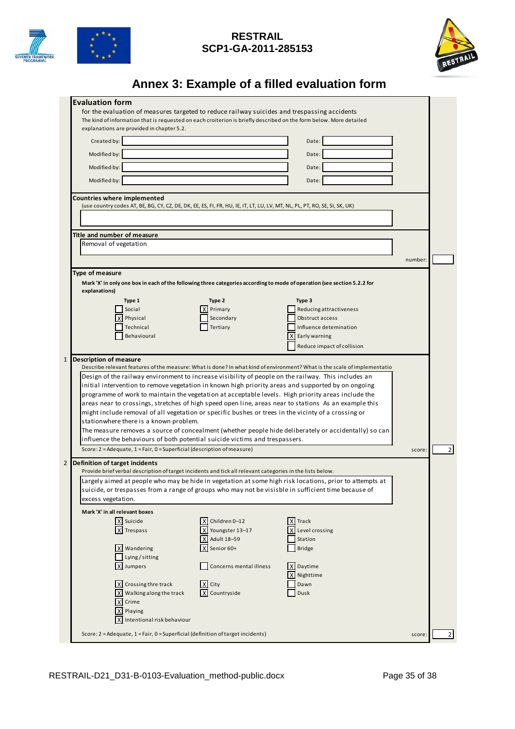# Annex 3: Example of a filled evaluation form

**Evaluation form**

for the evaluation of measures targeted to reduce railway suicides and trespassing accidents

The kind of information that is requested on each croiterion is briefly described on the form below. More detailed explanations are provided in chapter 5.2.

| | | | |
|---|---|---|---|
| Created by: | | Date: | |
| Modified by: | | Date: | |
| Modified by: | | Date: | |
| Modified by: | | Date: | |

**Countries where implemented**

(use country codes AT, BE, BG, CY, CZ, DE, DK, EE, ES, FI, FR, HU, IE, IT, LT, LU, LV, MT, NL, PL, PT, RO, SE, SI, SK, UK)

**Title and number of measure**

Removal of vegetation

number:

**Type of measure**

**Mark 'X' in only one box in each of the following three categories according to mode of operation (see section 5.2.2 for explanations)**

| Type 1 | Type 2 | Type 3 |
|---|---|---|
| [ ] Social | [X] Primary | [ ] Reducing attractiveness |
| [X] Physical | [ ] Secondary | [ ] Obstruct access |
| [ ] Technical | [ ] Tertiary | [ ] Influence detemination |
| [ ] Behavioural | | [X] Early warning |
| | | [ ] Reduce impact of collision |

**1 Description of measure**

Describe relevant features of the measure: What is done? In what kind of environment? What is the scale of implementatio

Design of the railway environment to increase visibility of people on the railway. This includes an initial intervention to remove vegetation in known high priority areas and supported by on ongoing programme of work to maintain the vegetation at acceptable levels. High priority areas include the areas near to crossings, stretches of high speed open line, areas near to stations As an example this might include removal of all vegetation or specific bushes or trees in the vicinty of a crossing or stationwhere there is a known problem.

The measure removes a source of concealment (whether people hide deliberately or accidentally) so can influence the behaviours of both potential suicide victims and trespassers.

Score: 2 = Adequate, 1 = Fair, 0 = Superficial (description of measure) score: 2

**2 Definition of target incidents**

Provide brief verbal description of target incidents and tick all relevant categories in the lists below.

Largely aimed at people who may be hide in vegetation at some high risk locations, prior to attempts at suicide, or trespasses from a range of groups who may not be visisble in sufficient time because of excess vegetation.

**Mark 'X' in all relevant boxes**

| | | |
|---|---|---|
| [X] Suicide | [X] Children 0–12 | [X] Track |
| [X] Trespass | [X] Youngster 13–17 | [X] Level crossing |
| | [X] Adult 18–59 | [ ] Station |
| [X] Wandering | [X] Senior 60+ | [ ] Bridge |
| [ ] Lying / sitting | | |
| [X] Jumpers | [ ] Concerns mental illness | [X] Daytime |
| | | [X] Nighttime |
| [X] Crossing thre track | [X] City | [ ] Dawn |
| [X] Walking along the track | [X] Countryside | [ ] Dusk |
| [X] Crime | | |
| [X] Playing | | |
| [X] Intentional risk behaviour | | |

Score: 2 = Adequate, 1 = Fair, 0 = Superficial (definition of target incidents) score: 2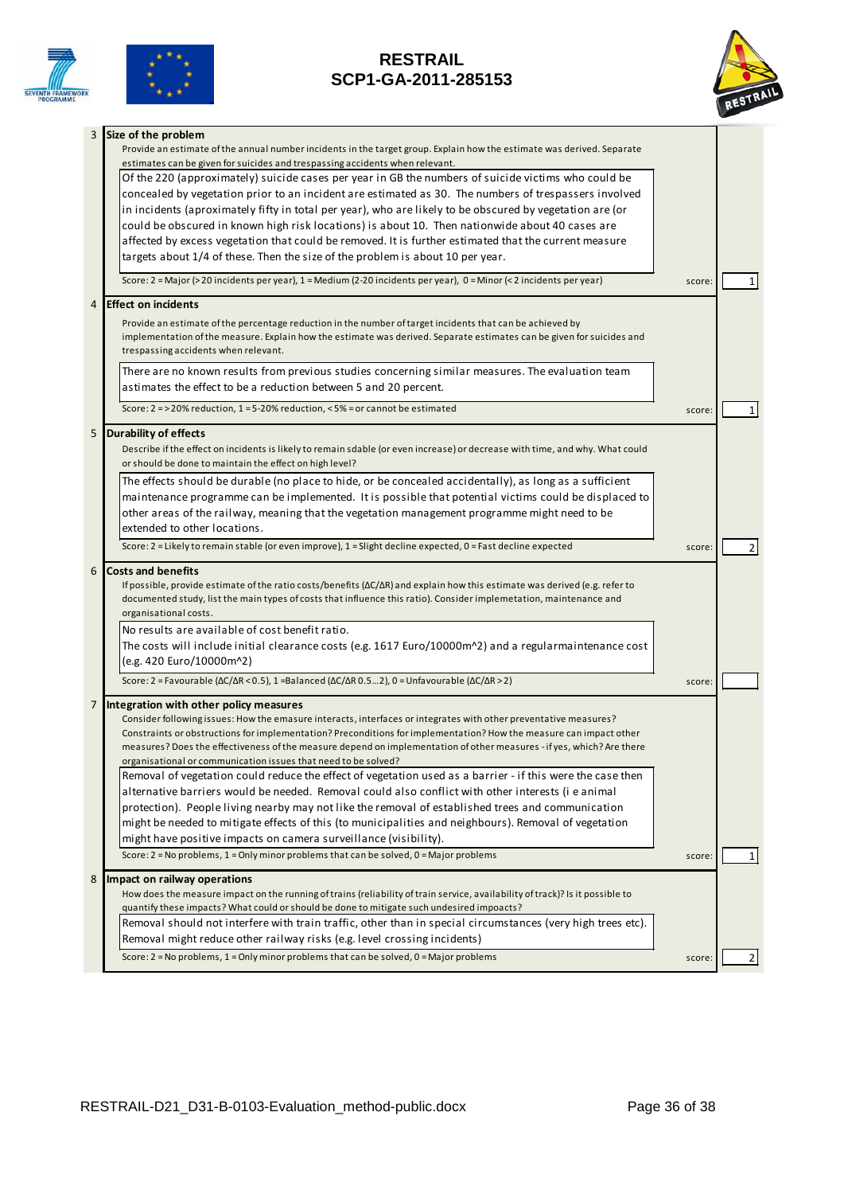### 3 Size of the problem

Provide an estimate of the annual number incidents in the target group. Explain how the estimate was derived. Separate estimates can be given for suicides and trespassing accidents when relevant.

Of the 220 (approximately) suicide cases per year in GB the numbers of suicide victims who could be concealed by vegetation prior to an incident are estimated as 30. The numbers of trespassers involved in incidents (aproximately fifty in total per year), who are likely to be obscured by vegetation are (or could be obscured in known high risk locations) is about 10. Then nationwide about 40 cases are affected by excess vegetation that could be removed. It is further estimated that the current measure targets about 1/4 of these. Then the size of the problem is about 10 per year.

Score: 2 = Major (> 20 incidents per year), 1 = Medium (2-20 incidents per year), 0 = Minor (< 2 incidents per year) — score: 1

### 4 Effect on incidents

Provide an estimate of the percentage reduction in the number of target incidents that can be achieved by implementation of the measure. Explain how the estimate was derived. Separate estimates can be given for suicides and trespassing accidents when relevant.

There are no known results from previous studies concerning similar measures. The evaluation team astimates the effect to be a reduction between 5 and 20 percent.

Score: 2 = > 20% reduction, 1 = 5-20% reduction, < 5% = or cannot be estimated — score: 1

### 5 Durability of effects

Describe if the effect on incidents is likely to remain sdable (or even increase) or decrease with time, and why. What could or should be done to maintain the effect on high level?

The effects should be durable (no place to hide, or be concealed accidentally), as long as a sufficient maintenance programme can be implemented. It is possible that potential victims could be displaced to other areas of the railway, meaning that the vegetation management programme might need to be extended to other locations.

Score: 2 = Likely to remain stable (or even improve), 1 = Slight decline expected, 0 = Fast decline expected — score: 2

### 6 Costs and benefits

If possible, provide estimate of the ratio costs/benefits ($\Delta C/\Delta R$) and explain how this estimate was derived (e.g. refer to documented study, list the main types of costs that influence this ratio). Consider implemetation, maintenance and organisational costs.

No results are available of cost benefit ratio.
The costs will include initial clearance costs (e.g. 1617 Euro/10000m^2) and a regularmaintenance cost (e.g. 420 Euro/10000m^2)

Score: 2 = Favourable ($\Delta C/\Delta R < 0.5$), 1 = Balanced ($\Delta C/\Delta R$ 0.5…2), 0 = Unfavourable ($\Delta C/\Delta R > 2$) — score:

### 7 Integration with other policy measures

Consider following issues: How the emasure interacts, interfaces or integrates with other preventative measures? Constraints or obstructions for implementation? Preconditions for implementation? How the measure can impact other measures? Does the effectiveness of the measure depend on implementation of other measures - if yes, which? Are there organisational or communication issues that need to be solved?

Removal of vegetation could reduce the effect of vegetation used as a barrier - if this were the case then alternative barriers would be needed. Removal could also conflict with other interests (i e animal protection). People living nearby may not like the removal of established trees and communication might be needed to mitigate effects of this (to municipalities and neighbours). Removal of vegetation might have positive impacts on camera surveillance (visibility).

Score: 2 = No problems, 1 = Only minor problems that can be solved, 0 = Major problems — score: 1

### 8 Impact on railway operations

How does the measure impact on the running of trains (reliability of train service, availability of track)? Is it possible to quantify these impacts? What could or should be done to mitigate such undesired impoacts?

Removal should not interfere with train traffic, other than in special circumstances (very high trees etc). Removal might reduce other railway risks (e.g. level crossing incidents)

Score: 2 = No problems, 1 = Only minor problems that can be solved, 0 = Major problems — score: 2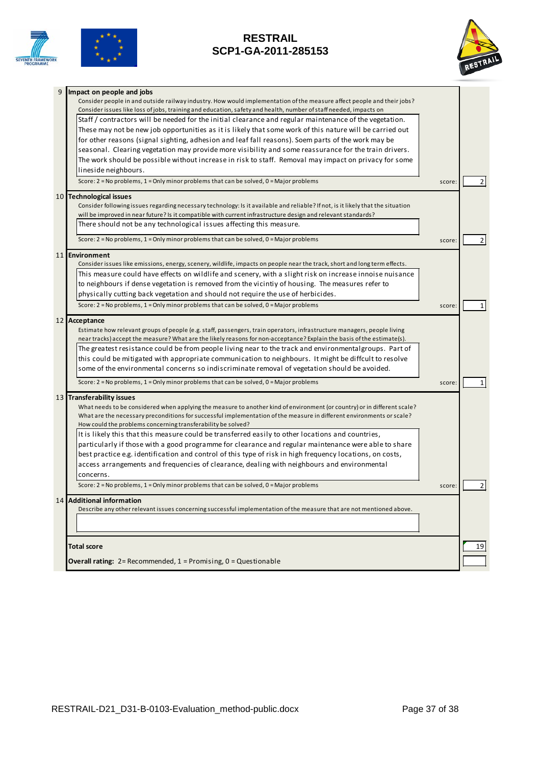**9 Impact on people and jobs**

Consider people in and outside railway industry. How would implementation of the measure affect people and their jobs? Consider issues like loss of jobs, training and education, safety and health, number of staff needed, impacts on

Staff / contractors will be needed for the initial clearance and regular maintenance of the vegetation. These may not be new job opportunities as it is likely that some work of this nature will be carried out for other reasons (signal sighting, adhesion and leaf fall reasons). Soem parts of the work may be seasonal. Clearing vegetation may provide more visibility and some reassurance for the train drivers. The work should be possible without increase in risk to staff. Removal may impact on privacy for some lineside neighbours.

Score: 2 = No problems, 1 = Only minor problems that can be solved, 0 = Major problems — score: 2

**10 Technological issues**

Consider following issues regarding necessary technology: Is it available and reliable? If not, is it likely that the situation will be improved in near future? Is it compatible with current infrastructure design and relevant standards?

There should not be any technological issues affecting this measure.

Score: 2 = No problems, 1 = Only minor problems that can be solved, 0 = Major problems — score: 2

**11 Environment**

Consider issues like emissions, energy, scenery, wildlife, impacts on people near the track, short and long term effects.

This measure could have effects on wildlife and scenery, with a slight risk on increase innoise nuisance to neighbours if dense vegetation is removed from the vicintiy of housing. The measures refer to physically cutting back vegetation and should not require the use of herbicides.

Score: 2 = No problems, 1 = Only minor problems that can be solved, 0 = Major problems — score: 1

**12 Acceptance**

Estimate how relevant groups of people (e.g. staff, passengers, train operators, infrastructure managers, people living near tracks) accept the measure? What are the likely reasons for non-acceptance? Explain the basis of the estimate(s).

The greatest resistance could be from people living near to the track and environmentalgroups. Part of this could be mitigated with appropriate communication to neighbours. It might be diffcult to resolve some of the environmental concerns so indiscriminate removal of vegetation should be avoided.

Score: 2 = No problems, 1 = Only minor problems that can be solved, 0 = Major problems — score: 1

**13 Transferability issues**

What needs to be considered when applying the measure to another kind of environment (or country) or in different scale? What are the necessary preconditions for successful implementation of the measure in different environments or scale? How could the problems concerning transferability be solved?

It is likely this that this measure could be transferred easily to other locations and countries, particularly if those with a good programme for clearance and regular maintenance were able to share best practice e.g. identification and control of this type of risk in high frequency locations, on costs, access arrangements and frequencies of clearance, dealing with neighbours and environmental concerns.

Score: 2 = No problems, 1 = Only minor problems that can be solved, 0 = Major problems — score: 2

**14 Additional information**

Describe any other relevant issues concerning successful implementation of the measure that are not mentioned above.

**Total score** — 19

**Overall rating:** 2= Recommended, 1 = Promising, 0 = Questionable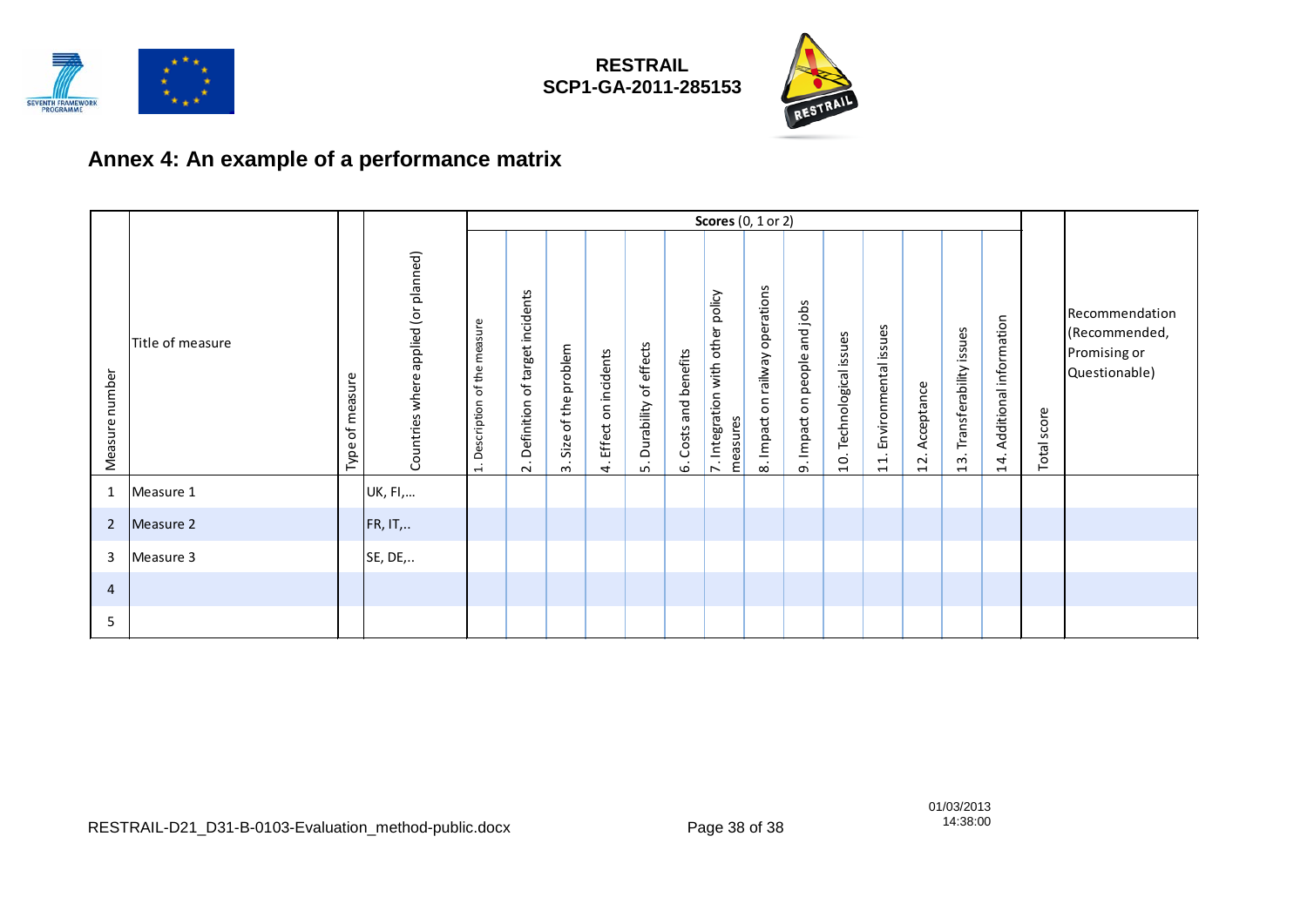## Annex 4: An example of a performance matrix

| Measure number | Title of measure | Type of measure | Countries where applied (or planned) | Scores (0, 1 or 2) | | | | | | | | | | | | | | Total score | Recommendation (Recommended, Promising or Questionable) |
|---|---|---|---|---|---|---|---|---|---|---|---|---|---|---|---|---|---|---|---|
| | | | | 1. Description of the measure | 2. Definition of target incidents | 3. Size of the problem | 4. Effect on incidents | 5. Durability of effects | 6. Costs and benefits | 7. Integration with other policy measures | 8. Impact on railway operations | 9. Impact on people and jobs | 10. Technological issues | 11. Environmental issues | 12. Acceptance | 13. Transferability issues | 14. Additional information | | |
| 1 | Measure 1 | | UK, FI,… | | | | | | | | | | | | | | | | |
| 2 | Measure 2 | | FR, IT,.. | | | | | | | | | | | | | | | | |
| 3 | Measure 3 | | SE, DE,.. | | | | | | | | | | | | | | | | |
| 4 | | | | | | | | | | | | | | | | | | | |
| 5 | | | | | | | | | | | | | | | | | | | |